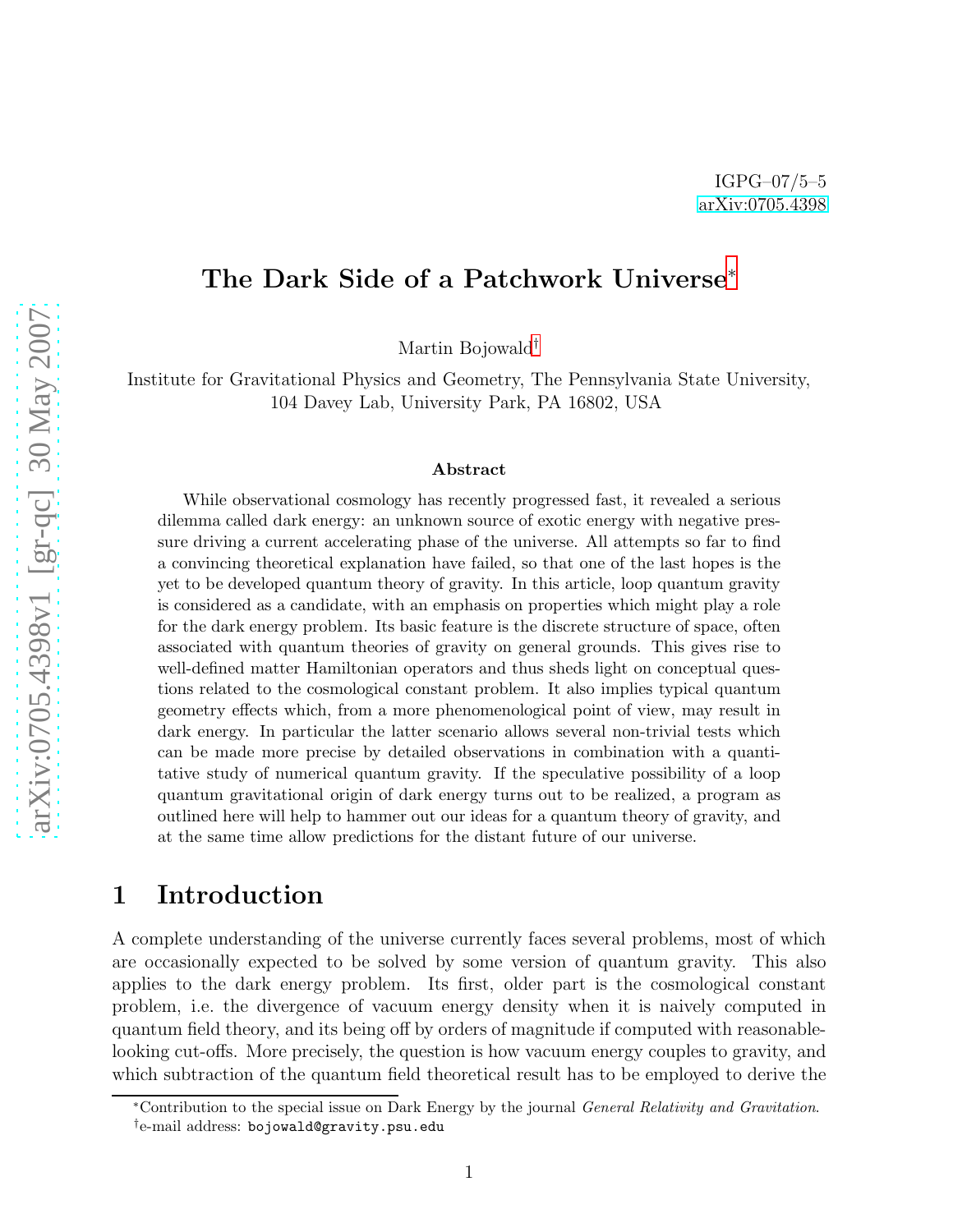IGPG–07/5–5
arXiv:0705.4398

# The Dark Side of a Patchwork Universe*

Martin Bojowald†

Institute for Gravitational Physics and Geometry, The Pennsylvania State University,
104 Davey Lab, University Park, PA 16802, USA

### Abstract

While observational cosmology has recently progressed fast, it revealed a serious dilemma called dark energy: an unknown source of exotic energy with negative pressure driving a current accelerating phase of the universe. All attempts so far to find a convincing theoretical explanation have failed, so that one of the last hopes is the yet to be developed quantum theory of gravity. In this article, loop quantum gravity is considered as a candidate, with an emphasis on properties which might play a role for the dark energy problem. Its basic feature is the discrete structure of space, often associated with quantum theories of gravity on general grounds. This gives rise to well-defined matter Hamiltonian operators and thus sheds light on conceptual questions related to the cosmological constant problem. It also implies typical quantum geometry effects which, from a more phenomenological point of view, may result in dark energy. In particular the latter scenario allows several non-trivial tests which can be made more precise by detailed observations in combination with a quantitative study of numerical quantum gravity. If the speculative possibility of a loop quantum gravitational origin of dark energy turns out to be realized, a program as outlined here will help to hammer out our ideas for a quantum theory of gravity, and at the same time allow predictions for the distant future of our universe.

## 1 Introduction

A complete understanding of the universe currently faces several problems, most of which are occasionally expected to be solved by some version of quantum gravity. This also applies to the dark energy problem. Its first, older part is the cosmological constant problem, i.e. the divergence of vacuum energy density when it is naively computed in quantum field theory, and its being off by orders of magnitude if computed with reasonable-looking cut-offs. More precisely, the question is how vacuum energy couples to gravity, and which subtraction of the quantum field theoretical result has to be employed to derive the

*Contribution to the special issue on Dark Energy by the journal *General Relativity and Gravitation*.
†e-mail address: bojowald@gravity.psu.edu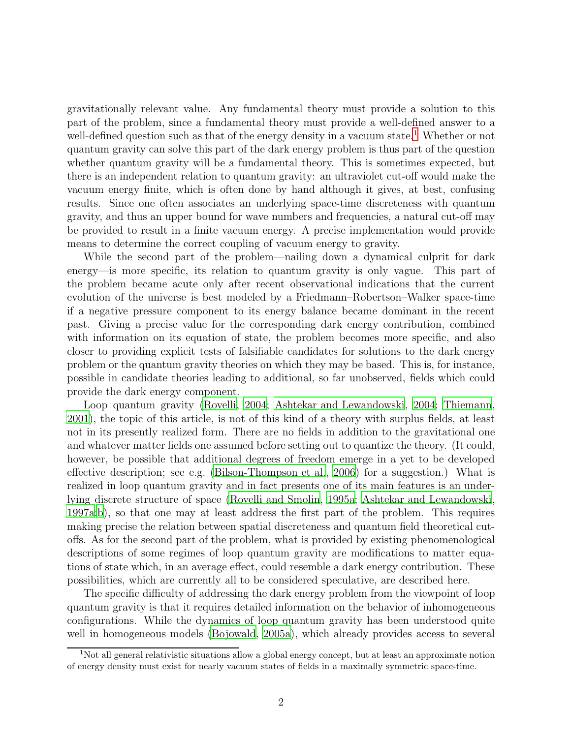gravitationally relevant value. Any fundamental theory must provide a solution to this part of the problem, since a fundamental theory must provide a well-defined answer to a well-defined question such as that of the energy density in a vacuum state.[1] Whether or not quantum gravity can solve this part of the dark energy problem is thus part of the question whether quantum gravity will be a fundamental theory. This is sometimes expected, but there is an independent relation to quantum gravity: an ultraviolet cut-off would make the vacuum energy finite, which is often done by hand although it gives, at best, confusing results. Since one often associates an underlying space-time discreteness with quantum gravity, and thus an upper bound for wave numbers and frequencies, a natural cut-off may be provided to result in a finite vacuum energy. A precise implementation would provide means to determine the correct coupling of vacuum energy to gravity.

While the second part of the problem—nailing down a dynamical culprit for dark energy—is more specific, its relation to quantum gravity is only vague. This part of the problem became acute only after recent observational indications that the current evolution of the universe is best modeled by a Friedmann–Robertson–Walker space-time if a negative pressure component to its energy balance became dominant in the recent past. Giving a precise value for the corresponding dark energy contribution, combined with information on its equation of state, the problem becomes more specific, and also closer to providing explicit tests of falsifiable candidates for solutions to the dark energy problem or the quantum gravity theories on which they may be based. This is, for instance, possible in candidate theories leading to additional, so far unobserved, fields which could provide the dark energy component.

Loop quantum gravity (Rovelli, 2004; Ashtekar and Lewandowski, 2004; Thiemann, 2001), the topic of this article, is not of this kind of a theory with surplus fields, at least not in its presently realized form. There are no fields in addition to the gravitational one and whatever matter fields one assumed before setting out to quantize the theory. (It could, however, be possible that additional degrees of freedom emerge in a yet to be developed effective description; see e.g. (Bilson-Thompson et al., 2006) for a suggestion.) What is realized in loop quantum gravity and in fact presents one of its main features is an underlying discrete structure of space (Rovelli and Smolin, 1995a; Ashtekar and Lewandowski, 1997a;b), so that one may at least address the first part of the problem. This requires making precise the relation between spatial discreteness and quantum field theoretical cut-offs. As for the second part of the problem, what is provided by existing phenomenological descriptions of some regimes of loop quantum gravity are modifications to matter equations of state which, in an average effect, could resemble a dark energy contribution. These possibilities, which are currently all to be considered speculative, are described here.

The specific difficulty of addressing the dark energy problem from the viewpoint of loop quantum gravity is that it requires detailed information on the behavior of inhomogeneous configurations. While the dynamics of loop quantum gravity has been understood quite well in homogeneous models (Bojowald, 2005a), which already provides access to several

[1] Not all general relativistic situations allow a global energy concept, but at least an approximate notion of energy density must exist for nearly vacuum states of fields in a maximally symmetric space-time.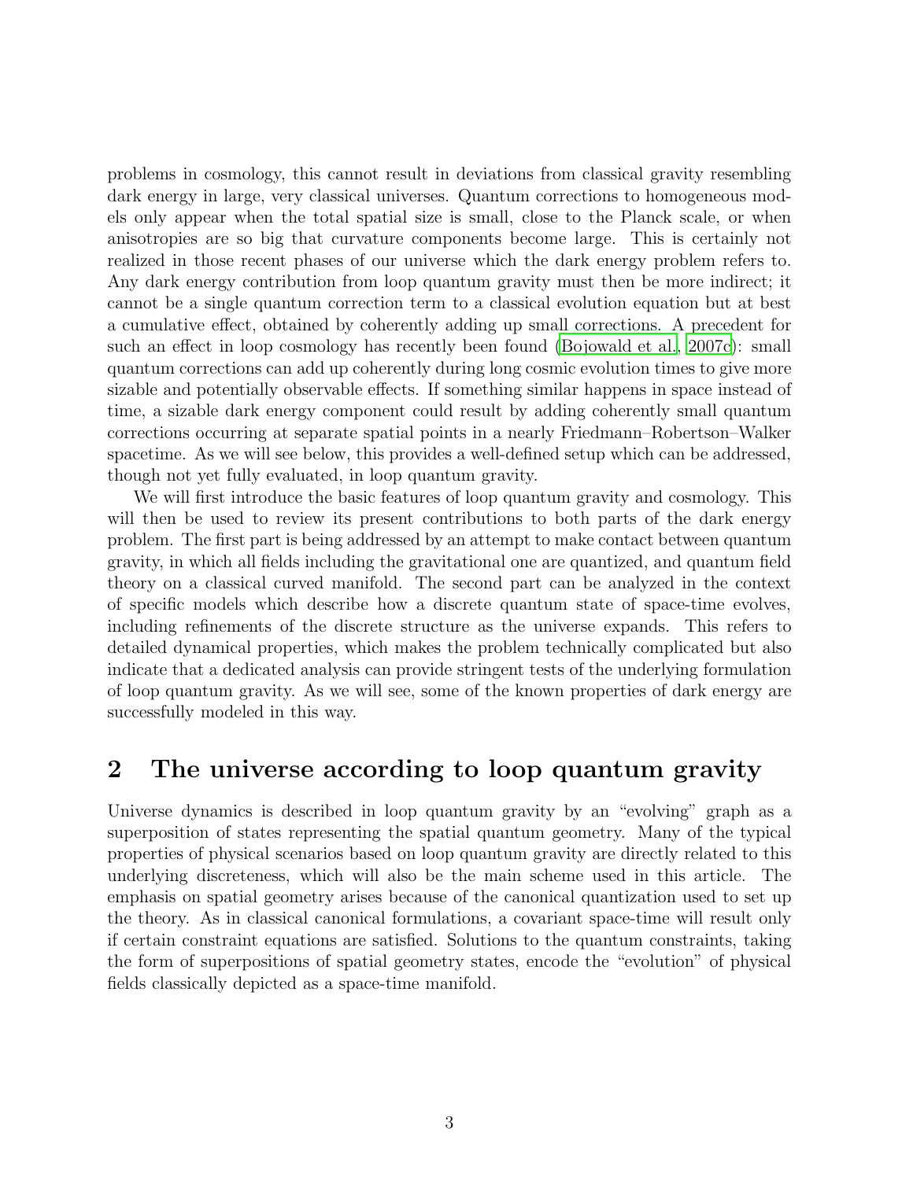problems in cosmology, this cannot result in deviations from classical gravity resembling dark energy in large, very classical universes. Quantum corrections to homogeneous models only appear when the total spatial size is small, close to the Planck scale, or when anisotropies are so big that curvature components become large. This is certainly not realized in those recent phases of our universe which the dark energy problem refers to. Any dark energy contribution from loop quantum gravity must then be more indirect; it cannot be a single quantum correction term to a classical evolution equation but at best a cumulative effect, obtained by coherently adding up small corrections. A precedent for such an effect in loop cosmology has recently been found (Bojowald et al., 2007c): small quantum corrections can add up coherently during long cosmic evolution times to give more sizable and potentially observable effects. If something similar happens in space instead of time, a sizable dark energy component could result by adding coherently small quantum corrections occurring at separate spatial points in a nearly Friedmann–Robertson–Walker spacetime. As we will see below, this provides a well-defined setup which can be addressed, though not yet fully evaluated, in loop quantum gravity.

We will first introduce the basic features of loop quantum gravity and cosmology. This will then be used to review its present contributions to both parts of the dark energy problem. The first part is being addressed by an attempt to make contact between quantum gravity, in which all fields including the gravitational one are quantized, and quantum field theory on a classical curved manifold. The second part can be analyzed in the context of specific models which describe how a discrete quantum state of space-time evolves, including refinements of the discrete structure as the universe expands. This refers to detailed dynamical properties, which makes the problem technically complicated but also indicate that a dedicated analysis can provide stringent tests of the underlying formulation of loop quantum gravity. As we will see, some of the known properties of dark energy are successfully modeled in this way.

## 2 The universe according to loop quantum gravity

Universe dynamics is described in loop quantum gravity by an "evolving" graph as a superposition of states representing the spatial quantum geometry. Many of the typical properties of physical scenarios based on loop quantum gravity are directly related to this underlying discreteness, which will also be the main scheme used in this article. The emphasis on spatial geometry arises because of the canonical quantization used to set up the theory. As in classical canonical formulations, a covariant space-time will result only if certain constraint equations are satisfied. Solutions to the quantum constraints, taking the form of superpositions of spatial geometry states, encode the "evolution" of physical fields classically depicted as a space-time manifold.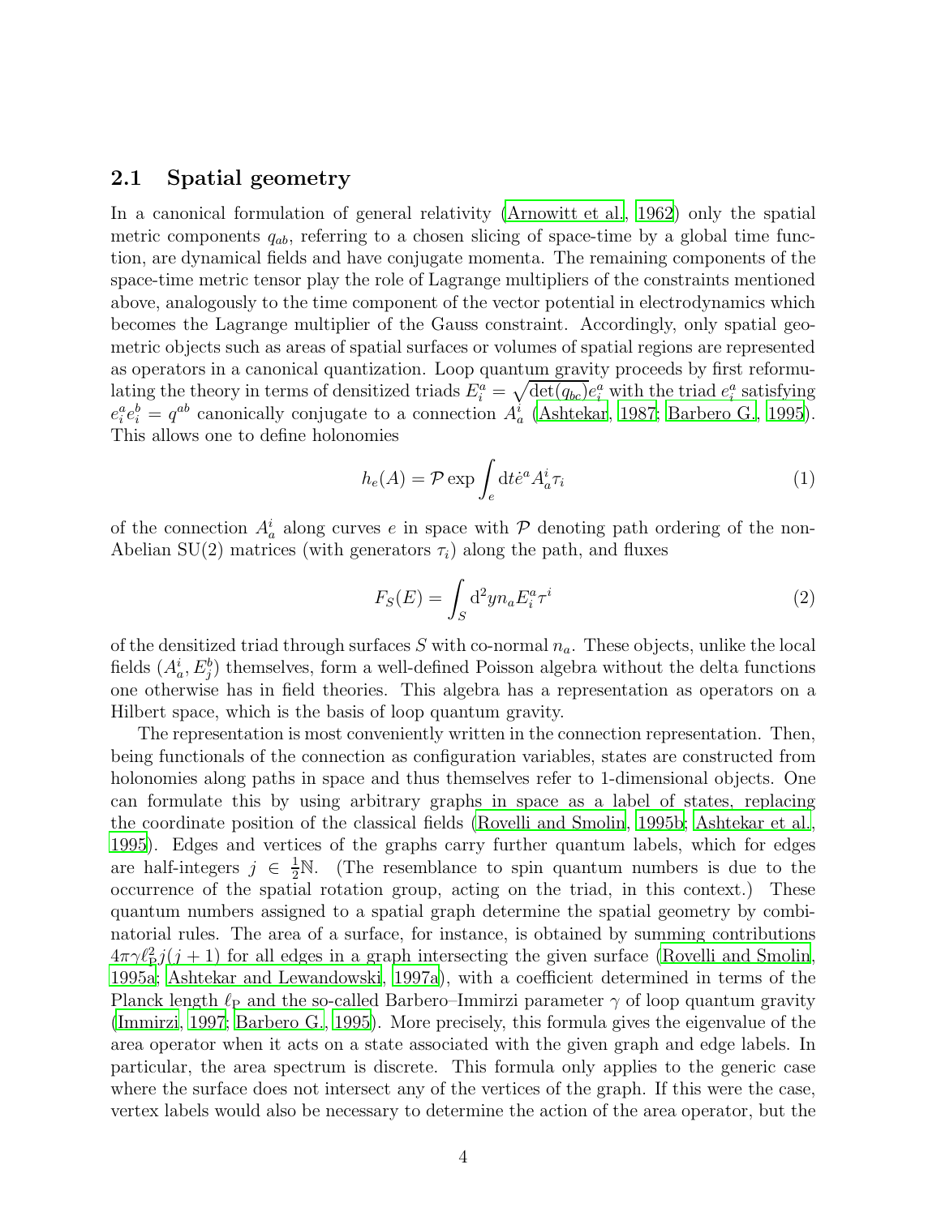### 2.1 Spatial geometry

In a canonical formulation of general relativity (Arnowitt et al., 1962) only the spatial metric components $q_{ab}$, referring to a chosen slicing of space-time by a global time function, are dynamical fields and have conjugate momenta. The remaining components of the space-time metric tensor play the role of Lagrange multipliers of the constraints mentioned above, analogously to the time component of the vector potential in electrodynamics which becomes the Lagrange multiplier of the Gauss constraint. Accordingly, only spatial geometric objects such as areas of spatial surfaces or volumes of spatial regions are represented as operators in a canonical quantization. Loop quantum gravity proceeds by first reformulating the theory in terms of densitized triads $E^a_i = \sqrt{\det(q_{bc})}e^a_i$ with the triad $e^a_i$ satisfying $e^a_i e^b_i = q^{ab}$ canonically conjugate to a connection $A^i_a$ (Ashtekar, 1987; Barbero G., 1995). This allows one to define holonomies

$$h_e(A) = \mathcal{P} \exp \int_e \mathrm{d}t \dot{e}^a A^i_a \tau_i \tag{1}$$

of the connection $A^i_a$ along curves $e$ in space with $\mathcal{P}$ denoting path ordering of the non-Abelian SU(2) matrices (with generators $\tau_i$) along the path, and fluxes

$$F_S(E) = \int_S \mathrm{d}^2 y n_a E^a_i \tau^i \tag{2}$$

of the densitized triad through surfaces $S$ with co-normal $n_a$. These objects, unlike the local fields $(A^i_a, E^b_j)$ themselves, form a well-defined Poisson algebra without the delta functions one otherwise has in field theories. This algebra has a representation as operators on a Hilbert space, which is the basis of loop quantum gravity.

The representation is most conveniently written in the connection representation. Then, being functionals of the connection as configuration variables, states are constructed from holonomies along paths in space and thus themselves refer to 1-dimensional objects. One can formulate this by using arbitrary graphs in space as a label of states, replacing the coordinate position of the classical fields (Rovelli and Smolin, 1995b; Ashtekar et al., 1995). Edges and vertices of the graphs carry further quantum labels, which for edges are half-integers $j \in \frac{1}{2}\mathbb{N}$. (The resemblance to spin quantum numbers is due to the occurrence of the spatial rotation group, acting on the triad, in this context.) These quantum numbers assigned to a spatial graph determine the spatial geometry by combinatorial rules. The area of a surface, for instance, is obtained by summing contributions $4\pi\gamma\ell_{\mathrm{P}}^2 j(j+1)$ for all edges in a graph intersecting the given surface (Rovelli and Smolin, 1995a; Ashtekar and Lewandowski, 1997a), with a coefficient determined in terms of the Planck length $\ell_{\mathrm{P}}$ and the so-called Barbero–Immirzi parameter $\gamma$ of loop quantum gravity (Immirzi, 1997; Barbero G., 1995). More precisely, this formula gives the eigenvalue of the area operator when it acts on a state associated with the given graph and edge labels. In particular, the area spectrum is discrete. This formula only applies to the generic case where the surface does not intersect any of the vertices of the graph. If this were the case, vertex labels would also be necessary to determine the action of the area operator, but the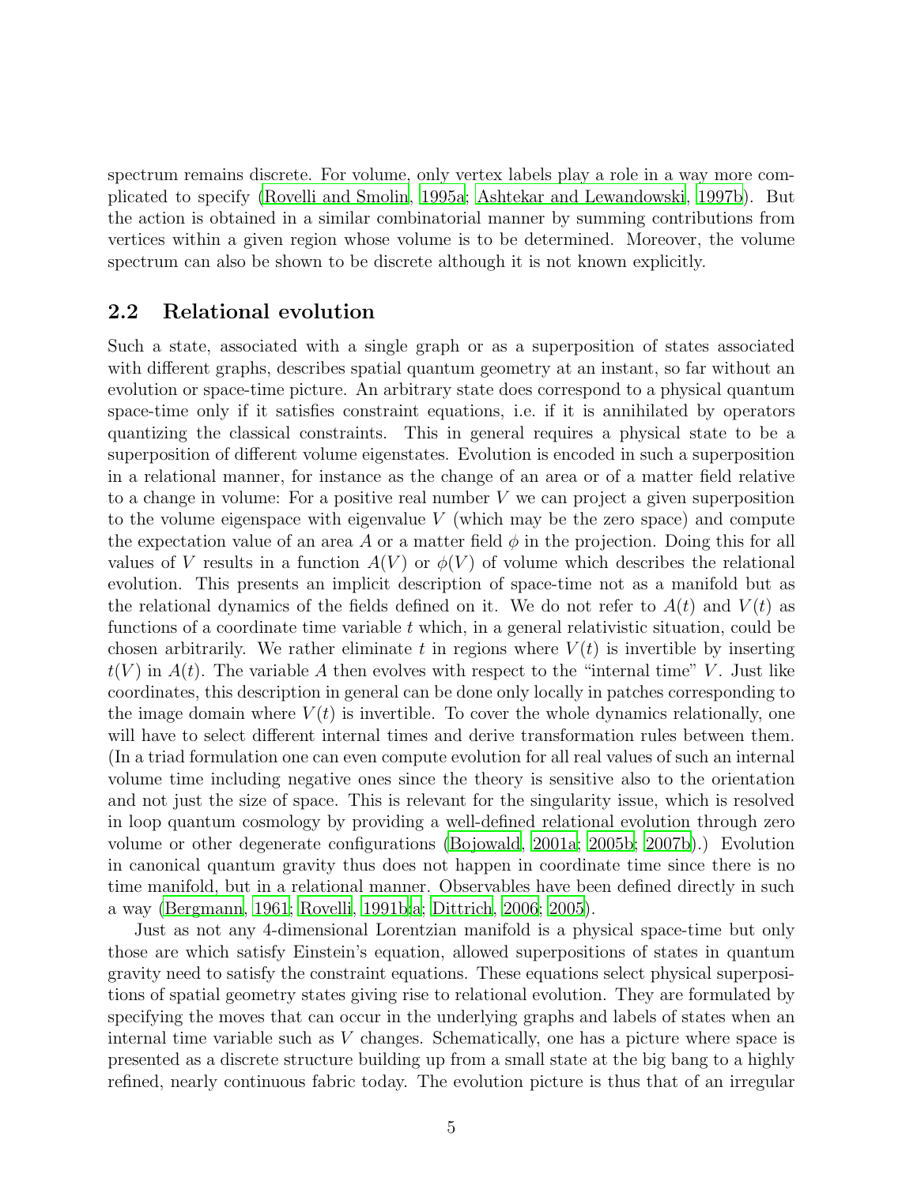spectrum remains discrete. For volume, only vertex labels play a role in a way more complicated to specify (Rovelli and Smolin, 1995a; Ashtekar and Lewandowski, 1997b). But the action is obtained in a similar combinatorial manner by summing contributions from vertices within a given region whose volume is to be determined. Moreover, the volume spectrum can also be shown to be discrete although it is not known explicitly.

## 2.2 Relational evolution

Such a state, associated with a single graph or as a superposition of states associated with different graphs, describes spatial quantum geometry at an instant, so far without an evolution or space-time picture. An arbitrary state does correspond to a physical quantum space-time only if it satisfies constraint equations, i.e. if it is annihilated by operators quantizing the classical constraints. This in general requires a physical state to be a superposition of different volume eigenstates. Evolution is encoded in such a superposition in a relational manner, for instance as the change of an area or of a matter field relative to a change in volume: For a positive real number $V$ we can project a given superposition to the volume eigenspace with eigenvalue $V$ (which may be the zero space) and compute the expectation value of an area $A$ or a matter field $\phi$ in the projection. Doing this for all values of $V$ results in a function $A(V)$ or $\phi(V)$ of volume which describes the relational evolution. This presents an implicit description of space-time not as a manifold but as the relational dynamics of the fields defined on it. We do not refer to $A(t)$ and $V(t)$ as functions of a coordinate time variable $t$ which, in a general relativistic situation, could be chosen arbitrarily. We rather eliminate $t$ in regions where $V(t)$ is invertible by inserting $t(V)$ in $A(t)$. The variable $A$ then evolves with respect to the "internal time" $V$. Just like coordinates, this description in general can be done only locally in patches corresponding to the image domain where $V(t)$ is invertible. To cover the whole dynamics relationally, one will have to select different internal times and derive transformation rules between them. (In a triad formulation one can even compute evolution for all real values of such an internal volume time including negative ones since the theory is sensitive also to the orientation and not just the size of space. This is relevant for the singularity issue, which is resolved in loop quantum cosmology by providing a well-defined relational evolution through zero volume or other degenerate configurations (Bojowald, 2001a; 2005b; 2007b).) Evolution in canonical quantum gravity thus does not happen in coordinate time since there is no time manifold, but in a relational manner. Observables have been defined directly in such a way (Bergmann, 1961; Rovelli, 1991b;a; Dittrich, 2006; 2005).

Just as not any 4-dimensional Lorentzian manifold is a physical space-time but only those are which satisfy Einstein's equation, allowed superpositions of states in quantum gravity need to satisfy the constraint equations. These equations select physical superpositions of spatial geometry states giving rise to relational evolution. They are formulated by specifying the moves that can occur in the underlying graphs and labels of states when an internal time variable such as $V$ changes. Schematically, one has a picture where space is presented as a discrete structure building up from a small state at the big bang to a highly refined, nearly continuous fabric today. The evolution picture is thus that of an irregular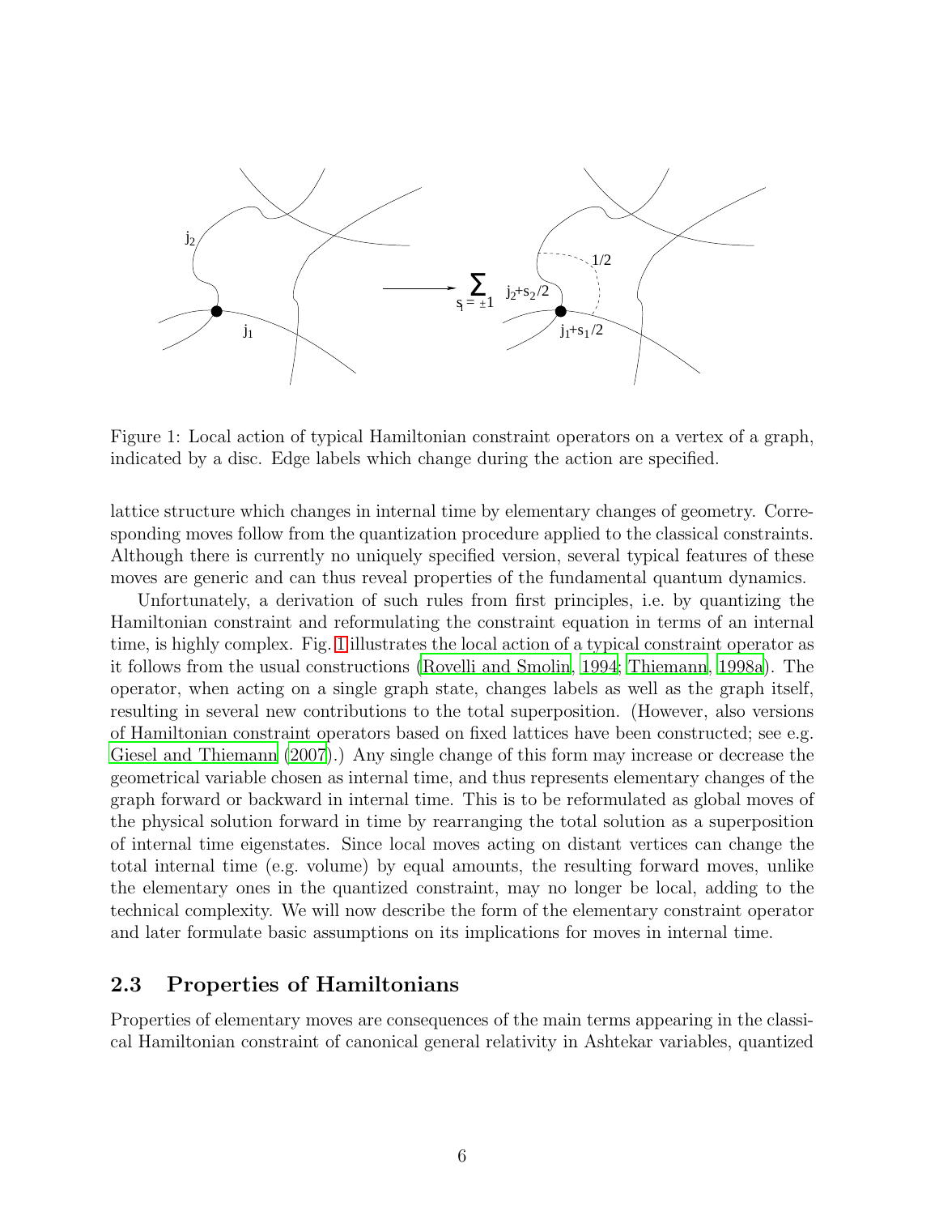Figure 1: Local action of typical Hamiltonian constraint operators on a vertex of a graph, indicated by a disc. Edge labels which change during the action are specified.

lattice structure which changes in internal time by elementary changes of geometry. Corresponding moves follow from the quantization procedure applied to the classical constraints. Although there is currently no uniquely specified version, several typical features of these moves are generic and can thus reveal properties of the fundamental quantum dynamics.

Unfortunately, a derivation of such rules from first principles, i.e. by quantizing the Hamiltonian constraint and reformulating the constraint equation in terms of an internal time, is highly complex. Fig. 1 illustrates the local action of a typical constraint operator as it follows from the usual constructions (Rovelli and Smolin, 1994; Thiemann, 1998a). The operator, when acting on a single graph state, changes labels as well as the graph itself, resulting in several new contributions to the total superposition. (However, also versions of Hamiltonian constraint operators based on fixed lattices have been constructed; see e.g. Giesel and Thiemann (2007).) Any single change of this form may increase or decrease the geometrical variable chosen as internal time, and thus represents elementary changes of the graph forward or backward in internal time. This is to be reformulated as global moves of the physical solution forward in time by rearranging the total solution as a superposition of internal time eigenstates. Since local moves acting on distant vertices can change the total internal time (e.g. volume) by equal amounts, the resulting forward moves, unlike the elementary ones in the quantized constraint, may no longer be local, adding to the technical complexity. We will now describe the form of the elementary constraint operator and later formulate basic assumptions on its implications for moves in internal time.

### 2.3 Properties of Hamiltonians

Properties of elementary moves are consequences of the main terms appearing in the classical Hamiltonian constraint of canonical general relativity in Ashtekar variables, quantized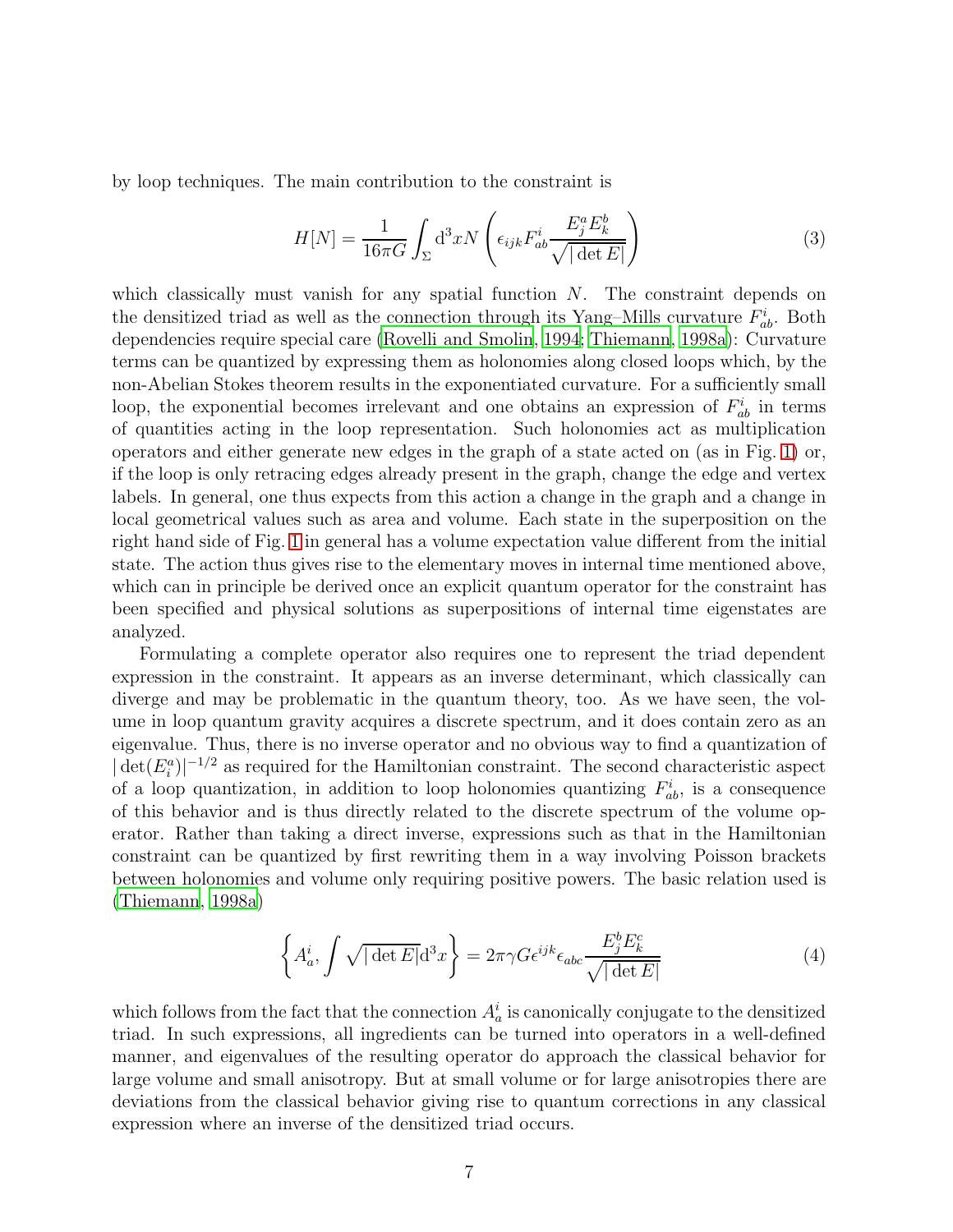by loop techniques. The main contribution to the constraint is

$$H[N] = \frac{1}{16\pi G}\int_\Sigma \mathrm{d}^3x N\left(\epsilon_{ijk}F^i_{ab}\frac{E^a_jE^b_k}{\sqrt{|\det E|}}\right) \tag{3}$$

which classically must vanish for any spatial function $N$. The constraint depends on the densitized triad as well as the connection through its Yang–Mills curvature $F^i_{ab}$. Both dependencies require special care (Rovelli and Smolin, 1994; Thiemann, 1998a): Curvature terms can be quantized by expressing them as holonomies along closed loops which, by the non-Abelian Stokes theorem results in the exponentiated curvature. For a sufficiently small loop, the exponential becomes irrelevant and one obtains an expression of $F^i_{ab}$ in terms of quantities acting in the loop representation. Such holonomies act as multiplication operators and either generate new edges in the graph of a state acted on (as in Fig. 1) or, if the loop is only retracing edges already present in the graph, change the edge and vertex labels. In general, one thus expects from this action a change in the graph and a change in local geometrical values such as area and volume. Each state in the superposition on the right hand side of Fig. 1 in general has a volume expectation value different from the initial state. The action thus gives rise to the elementary moves in internal time mentioned above, which can in principle be derived once an explicit quantum operator for the constraint has been specified and physical solutions as superpositions of internal time eigenstates are analyzed.

Formulating a complete operator also requires one to represent the triad dependent expression in the constraint. It appears as an inverse determinant, which classically can diverge and may be problematic in the quantum theory, too. As we have seen, the volume in loop quantum gravity acquires a discrete spectrum, and it does contain zero as an eigenvalue. Thus, there is no inverse operator and no obvious way to find a quantization of $|\det(E^a_i)|^{-1/2}$ as required for the Hamiltonian constraint. The second characteristic aspect of a loop quantization, in addition to loop holonomies quantizing $F^i_{ab}$, is a consequence of this behavior and is thus directly related to the discrete spectrum of the volume operator. Rather than taking a direct inverse, expressions such as that in the Hamiltonian constraint can be quantized by first rewriting them in a way involving Poisson brackets between holonomies and volume only requiring positive powers. The basic relation used is (Thiemann, 1998a)

$$\left\{A^i_a, \int\sqrt{|\det E|}\mathrm{d}^3x\right\} = 2\pi\gamma G\epsilon^{ijk}\epsilon_{abc}\frac{E^b_jE^c_k}{\sqrt{|\det E|}} \tag{4}$$

which follows from the fact that the connection $A^i_a$ is canonically conjugate to the densitized triad. In such expressions, all ingredients can be turned into operators in a well-defined manner, and eigenvalues of the resulting operator do approach the classical behavior for large volume and small anisotropy. But at small volume or for large anisotropies there are deviations from the classical behavior giving rise to quantum corrections in any classical expression where an inverse of the densitized triad occurs.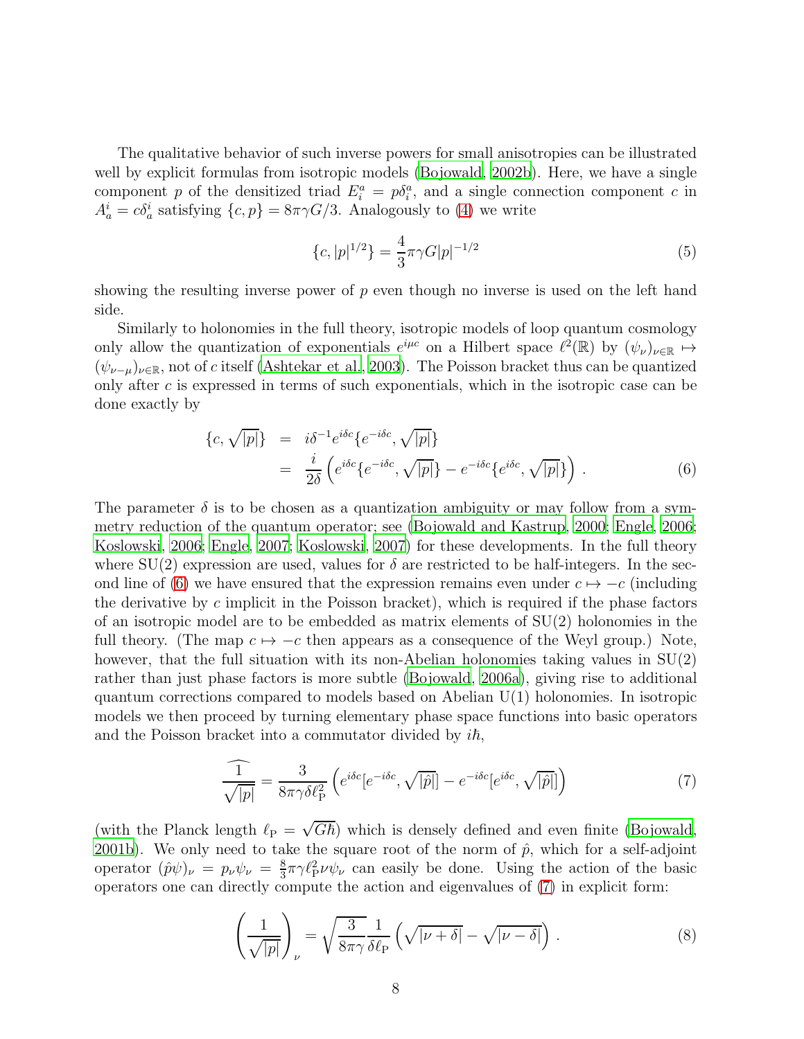The qualitative behavior of such inverse powers for small anisotropies can be illustrated well by explicit formulas from isotropic models (Bojowald, 2002b). Here, we have a single component $p$ of the densitized triad $E^a_i = p\delta^a_i$, and a single connection component $c$ in $A^i_a = c\delta^i_a$ satisfying $\{c, p\} = 8\pi\gamma G/3$. Analogously to (4) we write

$$\{c, |p|^{1/2}\} = \frac{4}{3}\pi\gamma G|p|^{-1/2} \tag{5}$$

showing the resulting inverse power of $p$ even though no inverse is used on the left hand side.

Similarly to holonomies in the full theory, isotropic models of loop quantum cosmology only allow the quantization of exponentials $e^{i\mu c}$ on a Hilbert space $\ell^2(\mathbb{R})$ by $(\psi_\nu)_{\nu\in\mathbb{R}} \mapsto (\psi_{\nu-\mu})_{\nu\in\mathbb{R}}$, not of $c$ itself (Ashtekar et al., 2003). The Poisson bracket thus can be quantized only after $c$ is expressed in terms of such exponentials, which in the isotropic case can be done exactly by

$$\begin{aligned}
\{c, \sqrt{|p|}\} &= i\delta^{-1}e^{i\delta c}\{e^{-i\delta c}, \sqrt{|p|}\} \\
&= \frac{i}{2\delta}\left(e^{i\delta c}\{e^{-i\delta c}, \sqrt{|p|}\} - e^{-i\delta c}\{e^{i\delta c}, \sqrt{|p|}\}\right) .
\end{aligned} \tag{6}$$

The parameter $\delta$ is to be chosen as a quantization ambiguity or may follow from a symmetry reduction of the quantum operator; see (Bojowald and Kastrup, 2000; Engle, 2006; Koslowski, 2006; Engle, 2007; Koslowski, 2007) for these developments. In the full theory where SU(2) expression are used, values for $\delta$ are restricted to be half-integers. In the second line of (6) we have ensured that the expression remains even under $c \mapsto -c$ (including the derivative by $c$ implicit in the Poisson bracket), which is required if the phase factors of an isotropic model are to be embedded as matrix elements of SU(2) holonomies in the full theory. (The map $c \mapsto -c$ then appears as a consequence of the Weyl group.) Note, however, that the full situation with its non-Abelian holonomies taking values in SU(2) rather than just phase factors is more subtle (Bojowald, 2006a), giving rise to additional quantum corrections compared to models based on Abelian U(1) holonomies. In isotropic models we then proceed by turning elementary phase space functions into basic operators and the Poisson bracket into a commutator divided by $i\hbar$,

$$\widehat{\frac{1}{\sqrt{|p|}}} = \frac{3}{8\pi\gamma\delta\ell_{\mathrm{P}}^2}\left(e^{i\delta c}[e^{-i\delta c}, \sqrt{|\hat{p}|}] - e^{-i\delta c}[e^{i\delta c}, \sqrt{|\hat{p}|}]\right) \tag{7}$$

(with the Planck length $\ell_{\mathrm{P}} = \sqrt{G\hbar}$) which is densely defined and even finite (Bojowald, 2001b). We only need to take the square root of the norm of $\hat{p}$, which for a self-adjoint operator $(\hat{p}\psi)_\nu = p_\nu\psi_\nu = \frac{8}{3}\pi\gamma\ell_{\mathrm{P}}^2\nu\psi_\nu$ can easily be done. Using the action of the basic operators one can directly compute the action and eigenvalues of (7) in explicit form:

$$\left(\frac{1}{\sqrt{|p|}}\right)_\nu = \sqrt{\frac{3}{8\pi\gamma}}\frac{1}{\delta\ell_{\mathrm{P}}}\left(\sqrt{|\nu+\delta|} - \sqrt{|\nu-\delta|}\right) . \tag{8}$$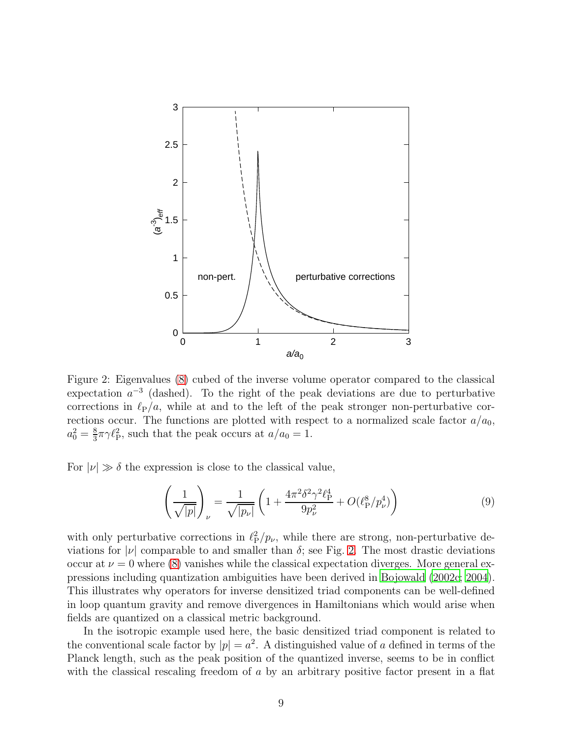Figure 2: Eigenvalues (8) cubed of the inverse volume operator compared to the classical expectation $a^{-3}$ (dashed). To the right of the peak deviations are due to perturbative corrections in $\ell_{\rm P}/a$, while at and to the left of the peak stronger non-perturbative corrections occur. The functions are plotted with respect to a normalized scale factor $a/a_0$, $a_0^2 = \frac{8}{3}\pi\gamma\ell_{\rm P}^2$, such that the peak occurs at $a/a_0 = 1$.

For $|\nu| \gg \delta$ the expression is close to the classical value,

$$\left(\frac{1}{\sqrt{|p|}}\right)_\nu = \frac{1}{\sqrt{|p_\nu|}}\left(1 + \frac{4\pi^2\delta^2\gamma^2\ell_{\rm P}^4}{9p_\nu^2} + O(\ell_{\rm P}^8/p_\nu^4)\right) \tag{9}$$

with only perturbative corrections in $\ell_{\rm P}^2/p_\nu$, while there are strong, non-perturbative deviations for $|\nu|$ comparable to and smaller than $\delta$; see Fig. 2. The most drastic deviations occur at $\nu = 0$ where (8) vanishes while the classical expectation diverges. More general expressions including quantization ambiguities have been derived in Bojowald (2002c; 2004). This illustrates why operators for inverse densitized triad components can be well-defined in loop quantum gravity and remove divergences in Hamiltonians which would arise when fields are quantized on a classical metric background.

In the isotropic example used here, the basic densitized triad component is related to the conventional scale factor by $|p| = a^2$. A distinguished value of $a$ defined in terms of the Planck length, such as the peak position of the quantized inverse, seems to be in conflict with the classical rescaling freedom of $a$ by an arbitrary positive factor present in a flat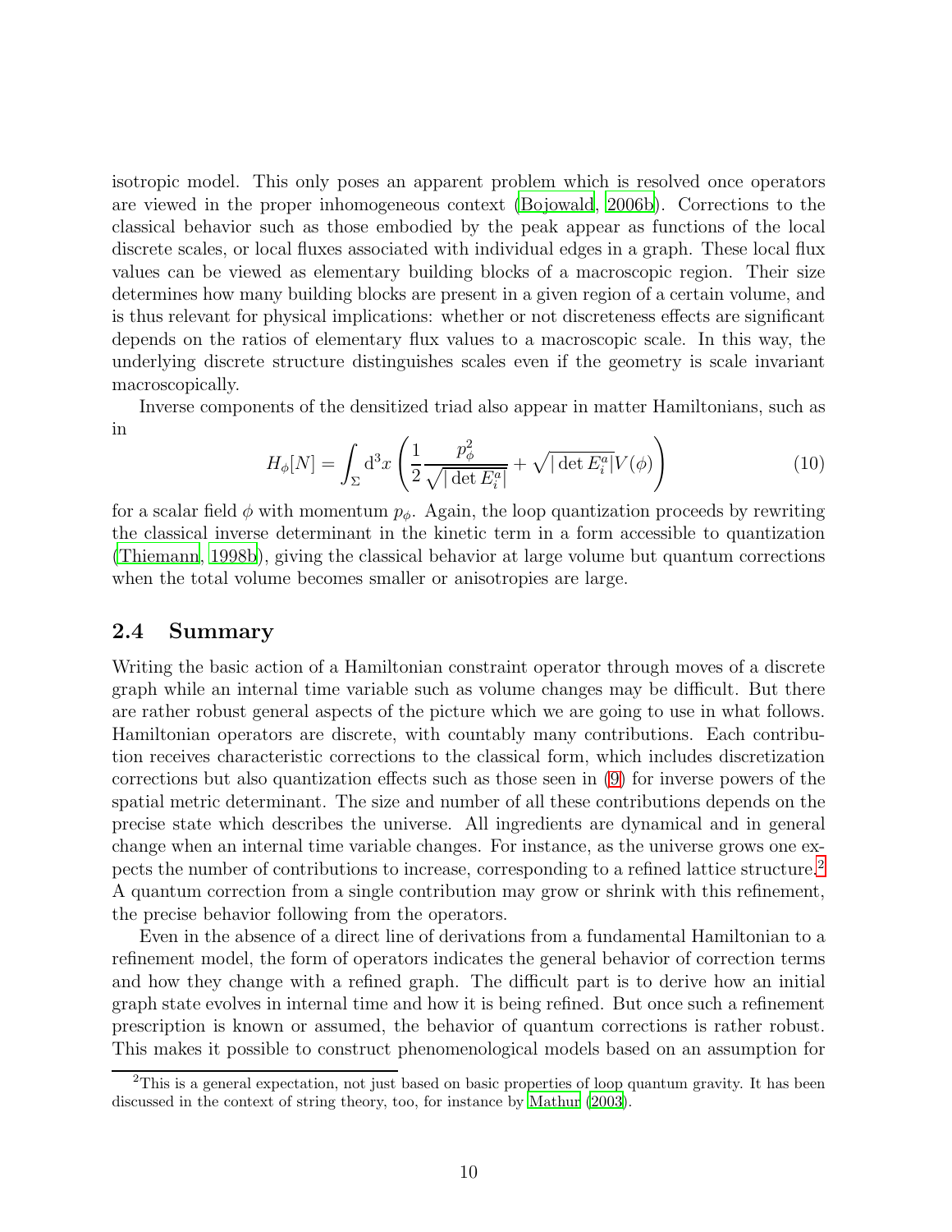isotropic model. This only poses an apparent problem which is resolved once operators are viewed in the proper inhomogeneous context (Bojowald, 2006b). Corrections to the classical behavior such as those embodied by the peak appear as functions of the local discrete scales, or local fluxes associated with individual edges in a graph. These local flux values can be viewed as elementary building blocks of a macroscopic region. Their size determines how many building blocks are present in a given region of a certain volume, and is thus relevant for physical implications: whether or not discreteness effects are significant depends on the ratios of elementary flux values to a macroscopic scale. In this way, the underlying discrete structure distinguishes scales even if the geometry is scale invariant macroscopically.

Inverse components of the densitized triad also appear in matter Hamiltonians, such as in

$$H_\phi[N] = \int_\Sigma \mathrm{d}^3x \left( \frac{1}{2} \frac{p_\phi^2}{\sqrt{|\det E^a_i|}} + \sqrt{|\det E^a_i|} V(\phi) \right) \tag{10}$$

for a scalar field $\phi$ with momentum $p_\phi$. Again, the loop quantization proceeds by rewriting the classical inverse determinant in the kinetic term in a form accessible to quantization (Thiemann, 1998b), giving the classical behavior at large volume but quantum corrections when the total volume becomes smaller or anisotropies are large.

## 2.4 Summary

Writing the basic action of a Hamiltonian constraint operator through moves of a discrete graph while an internal time variable such as volume changes may be difficult. But there are rather robust general aspects of the picture which we are going to use in what follows. Hamiltonian operators are discrete, with countably many contributions. Each contribution receives characteristic corrections to the classical form, which includes discretization corrections but also quantization effects such as those seen in (9) for inverse powers of the spatial metric determinant. The size and number of all these contributions depends on the precise state which describes the universe. All ingredients are dynamical and in general change when an internal time variable changes. For instance, as the universe grows one expects the number of contributions to increase, corresponding to a refined lattice structure.[2] A quantum correction from a single contribution may grow or shrink with this refinement, the precise behavior following from the operators.

Even in the absence of a direct line of derivations from a fundamental Hamiltonian to a refinement model, the form of operators indicates the general behavior of correction terms and how they change with a refined graph. The difficult part is to derive how an initial graph state evolves in internal time and how it is being refined. But once such a refinement prescription is known or assumed, the behavior of quantum corrections is rather robust. This makes it possible to construct phenomenological models based on an assumption for

[2] This is a general expectation, not just based on basic properties of loop quantum gravity. It has been discussed in the context of string theory, too, for instance by Mathur (2003).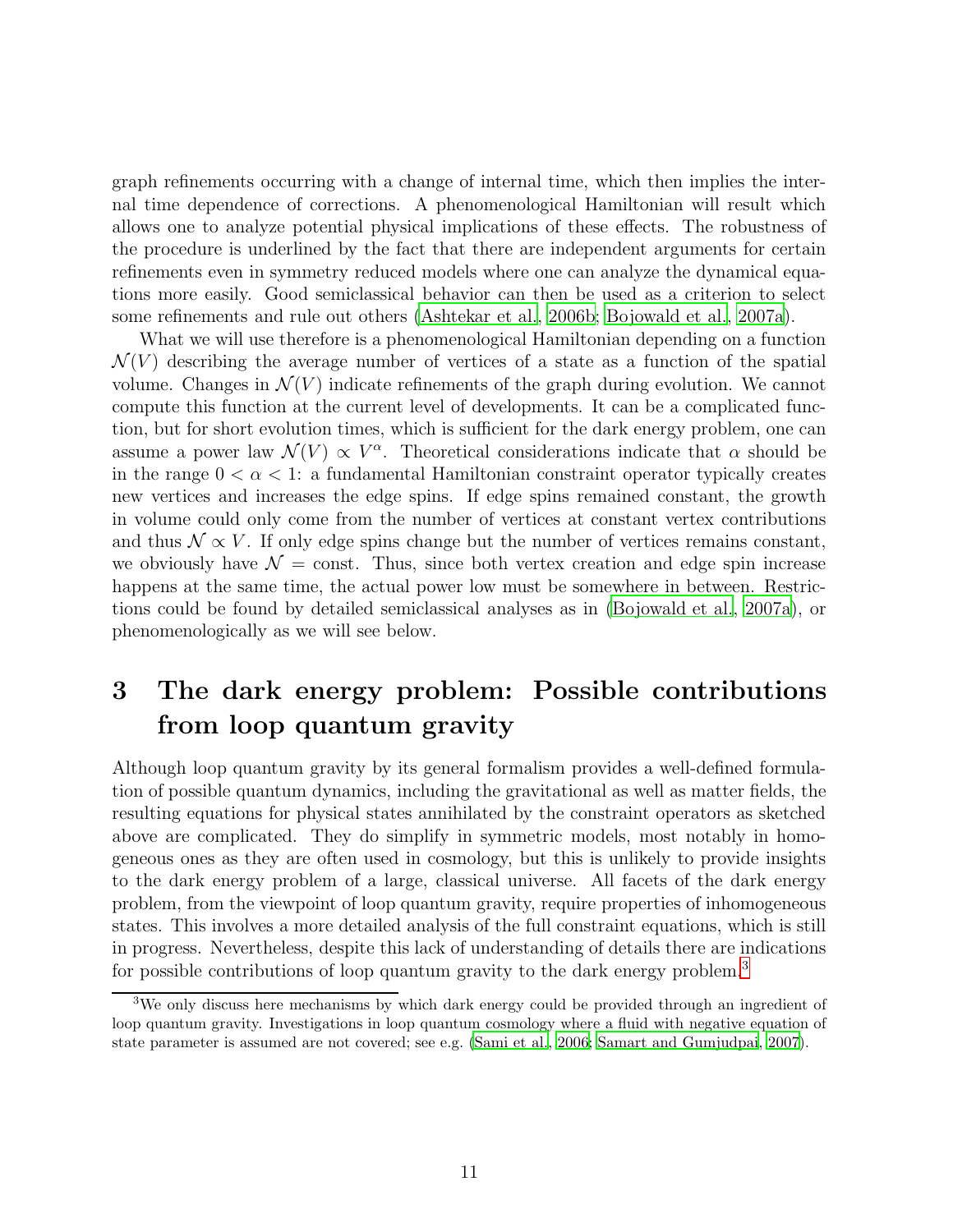graph refinements occurring with a change of internal time, which then implies the internal time dependence of corrections. A phenomenological Hamiltonian will result which allows one to analyze potential physical implications of these effects. The robustness of the procedure is underlined by the fact that there are independent arguments for certain refinements even in symmetry reduced models where one can analyze the dynamical equations more easily. Good semiclassical behavior can then be used as a criterion to select some refinements and rule out others (Ashtekar et al., 2006b; Bojowald et al., 2007a).

What we will use therefore is a phenomenological Hamiltonian depending on a function $\mathcal{N}(V)$ describing the average number of vertices of a state as a function of the spatial volume. Changes in $\mathcal{N}(V)$ indicate refinements of the graph during evolution. We cannot compute this function at the current level of developments. It can be a complicated function, but for short evolution times, which is sufficient for the dark energy problem, one can assume a power law $\mathcal{N}(V) \propto V^{\alpha}$. Theoretical considerations indicate that $\alpha$ should be in the range $0 < \alpha < 1$: a fundamental Hamiltonian constraint operator typically creates new vertices and increases the edge spins. If edge spins remained constant, the growth in volume could only come from the number of vertices at constant vertex contributions and thus $\mathcal{N} \propto V$. If only edge spins change but the number of vertices remains constant, we obviously have $\mathcal{N} = \text{const}$. Thus, since both vertex creation and edge spin increase happens at the same time, the actual power low must be somewhere in between. Restrictions could be found by detailed semiclassical analyses as in (Bojowald et al., 2007a), or phenomenologically as we will see below.

# 3 The dark energy problem: Possible contributions from loop quantum gravity

Although loop quantum gravity by its general formalism provides a well-defined formulation of possible quantum dynamics, including the gravitational as well as matter fields, the resulting equations for physical states annihilated by the constraint operators as sketched above are complicated. They do simplify in symmetric models, most notably in homogeneous ones as they are often used in cosmology, but this is unlikely to provide insights to the dark energy problem of a large, classical universe. All facets of the dark energy problem, from the viewpoint of loop quantum gravity, require properties of inhomogeneous states. This involves a more detailed analysis of the full constraint equations, which is still in progress. Nevertheless, despite this lack of understanding of details there are indications for possible contributions of loop quantum gravity to the dark energy problem.[3]

[3] We only discuss here mechanisms by which dark energy could be provided through an ingredient of loop quantum gravity. Investigations in loop quantum cosmology where a fluid with negative equation of state parameter is assumed are not covered; see e.g. (Sami et al., 2006; Samart and Gumjudpai, 2007).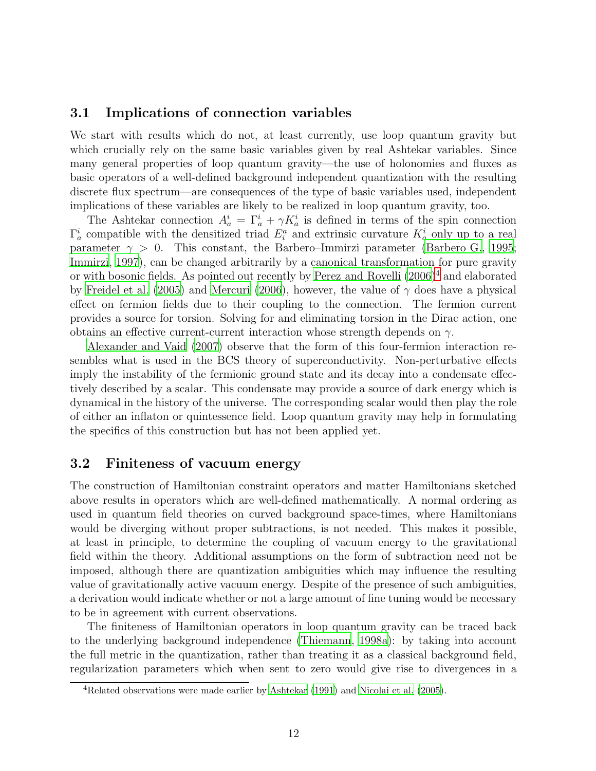### 3.1 Implications of connection variables

We start with results which do not, at least currently, use loop quantum gravity but which crucially rely on the same basic variables given by real Ashtekar variables. Since many general properties of loop quantum gravity—the use of holonomies and fluxes as basic operators of a well-defined background independent quantization with the resulting discrete flux spectrum—are consequences of the type of basic variables used, independent implications of these variables are likely to be realized in loop quantum gravity, too.

The Ashtekar connection $A_a^i = \Gamma_a^i + \gamma K_a^i$ is defined in terms of the spin connection $\Gamma_a^i$ compatible with the densitized triad $E_i^a$ and extrinsic curvature $K_a^i$ only up to a real parameter $\gamma > 0$. This constant, the Barbero–Immirzi parameter (Barbero G., 1995; Immirzi, 1997), can be changed arbitrarily by a canonical transformation for pure gravity or with bosonic fields. As pointed out recently by Perez and Rovelli (2006)[4] and elaborated by Freidel et al. (2005) and Mercuri (2006), however, the value of $\gamma$ does have a physical effect on fermion fields due to their coupling to the connection. The fermion current provides a source for torsion. Solving for and eliminating torsion in the Dirac action, one obtains an effective current-current interaction whose strength depends on $\gamma$.

Alexander and Vaid (2007) observe that the form of this four-fermion interaction resembles what is used in the BCS theory of superconductivity. Non-perturbative effects imply the instability of the fermionic ground state and its decay into a condensate effectively described by a scalar. This condensate may provide a source of dark energy which is dynamical in the history of the universe. The corresponding scalar would then play the role of either an inflaton or quintessence field. Loop quantum gravity may help in formulating the specifics of this construction but has not been applied yet.

### 3.2 Finiteness of vacuum energy

The construction of Hamiltonian constraint operators and matter Hamiltonians sketched above results in operators which are well-defined mathematically. A normal ordering as used in quantum field theories on curved background space-times, where Hamiltonians would be diverging without proper subtractions, is not needed. This makes it possible, at least in principle, to determine the coupling of vacuum energy to the gravitational field within the theory. Additional assumptions on the form of subtraction need not be imposed, although there are quantization ambiguities which may influence the resulting value of gravitationally active vacuum energy. Despite of the presence of such ambiguities, a derivation would indicate whether or not a large amount of fine tuning would be necessary to be in agreement with current observations.

The finiteness of Hamiltonian operators in loop quantum gravity can be traced back to the underlying background independence (Thiemann, 1998a): by taking into account the full metric in the quantization, rather than treating it as a classical background field, regularization parameters which when sent to zero would give rise to divergences in a

[4] Related observations were made earlier by Ashtekar (1991) and Nicolai et al. (2005).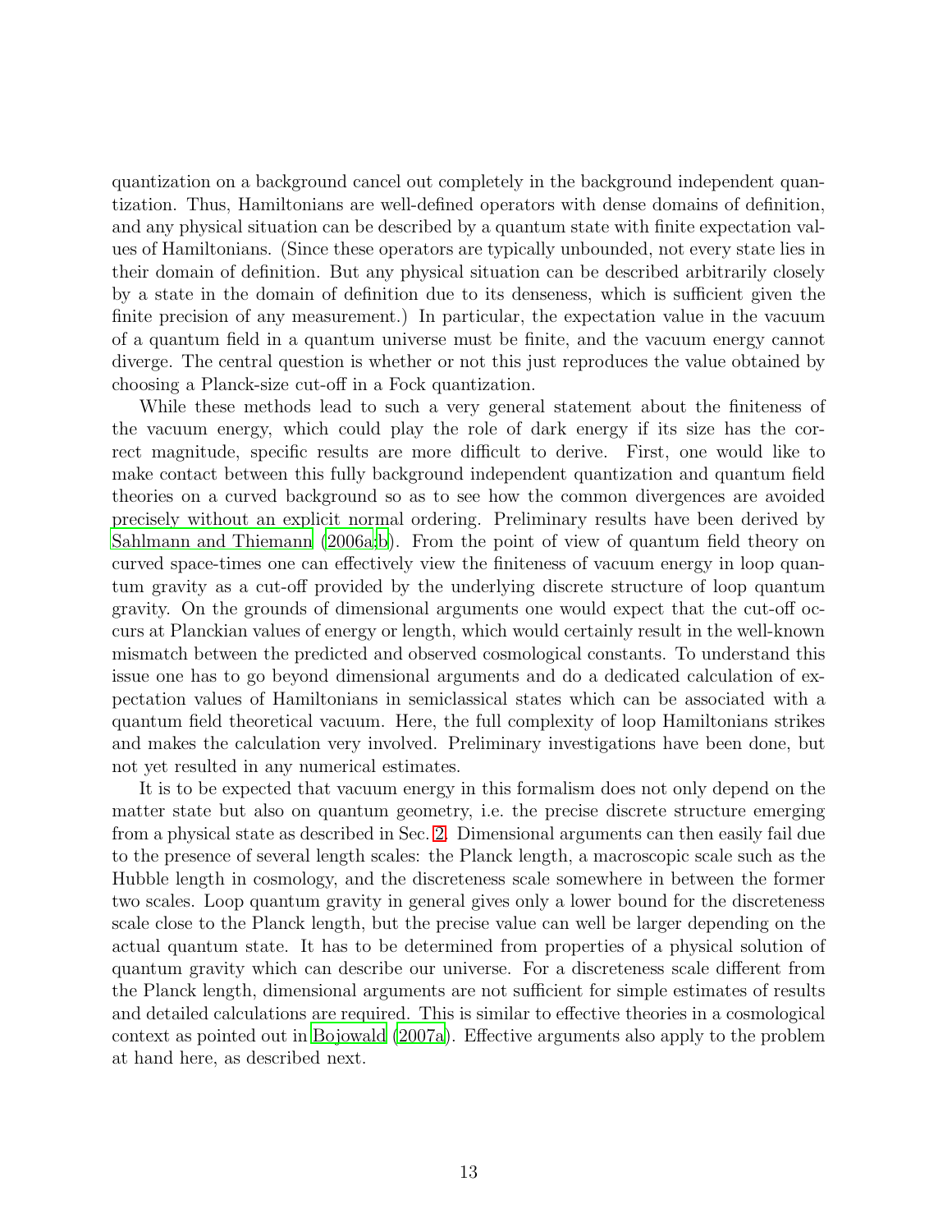quantization on a background cancel out completely in the background independent quantization. Thus, Hamiltonians are well-defined operators with dense domains of definition, and any physical situation can be described by a quantum state with finite expectation values of Hamiltonians. (Since these operators are typically unbounded, not every state lies in their domain of definition. But any physical situation can be described arbitrarily closely by a state in the domain of definition due to its denseness, which is sufficient given the finite precision of any measurement.) In particular, the expectation value in the vacuum of a quantum field in a quantum universe must be finite, and the vacuum energy cannot diverge. The central question is whether or not this just reproduces the value obtained by choosing a Planck-size cut-off in a Fock quantization.

While these methods lead to such a very general statement about the finiteness of the vacuum energy, which could play the role of dark energy if its size has the correct magnitude, specific results are more difficult to derive. First, one would like to make contact between this fully background independent quantization and quantum field theories on a curved background so as to see how the common divergences are avoided precisely without an explicit normal ordering. Preliminary results have been derived by Sahlmann and Thiemann (2006a;b). From the point of view of quantum field theory on curved space-times one can effectively view the finiteness of vacuum energy in loop quantum gravity as a cut-off provided by the underlying discrete structure of loop quantum gravity. On the grounds of dimensional arguments one would expect that the cut-off occurs at Planckian values of energy or length, which would certainly result in the well-known mismatch between the predicted and observed cosmological constants. To understand this issue one has to go beyond dimensional arguments and do a dedicated calculation of expectation values of Hamiltonians in semiclassical states which can be associated with a quantum field theoretical vacuum. Here, the full complexity of loop Hamiltonians strikes and makes the calculation very involved. Preliminary investigations have been done, but not yet resulted in any numerical estimates.

It is to be expected that vacuum energy in this formalism does not only depend on the matter state but also on quantum geometry, i.e. the precise discrete structure emerging from a physical state as described in Sec. 2. Dimensional arguments can then easily fail due to the presence of several length scales: the Planck length, a macroscopic scale such as the Hubble length in cosmology, and the discreteness scale somewhere in between the former two scales. Loop quantum gravity in general gives only a lower bound for the discreteness scale close to the Planck length, but the precise value can well be larger depending on the actual quantum state. It has to be determined from properties of a physical solution of quantum gravity which can describe our universe. For a discreteness scale different from the Planck length, dimensional arguments are not sufficient for simple estimates of results and detailed calculations are required. This is similar to effective theories in a cosmological context as pointed out in Bojowald (2007a). Effective arguments also apply to the problem at hand here, as described next.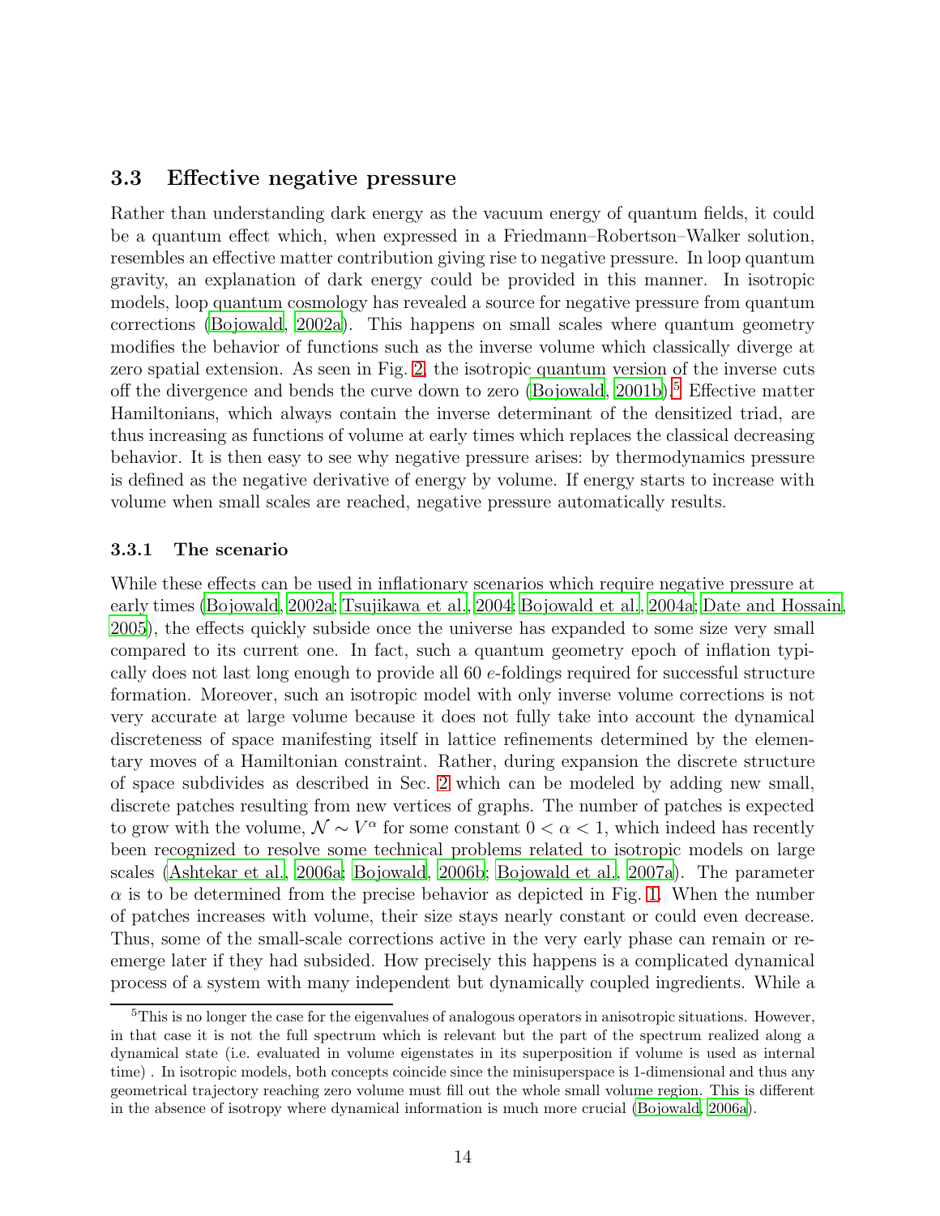### 3.3 Effective negative pressure

Rather than understanding dark energy as the vacuum energy of quantum fields, it could be a quantum effect which, when expressed in a Friedmann–Robertson–Walker solution, resembles an effective matter contribution giving rise to negative pressure. In loop quantum gravity, an explanation of dark energy could be provided in this manner. In isotropic models, loop quantum cosmology has revealed a source for negative pressure from quantum corrections (Bojowald, 2002a). This happens on small scales where quantum geometry modifies the behavior of functions such as the inverse volume which classically diverge at zero spatial extension. As seen in Fig. 2, the isotropic quantum version of the inverse cuts off the divergence and bends the curve down to zero (Bojowald, 2001b).[5] Effective matter Hamiltonians, which always contain the inverse determinant of the densitized triad, are thus increasing as functions of volume at early times which replaces the classical decreasing behavior. It is then easy to see why negative pressure arises: by thermodynamics pressure is defined as the negative derivative of energy by volume. If energy starts to increase with volume when small scales are reached, negative pressure automatically results.

#### 3.3.1 The scenario

While these effects can be used in inflationary scenarios which require negative pressure at early times (Bojowald, 2002a; Tsujikawa et al., 2004; Bojowald et al., 2004a; Date and Hossain, 2005), the effects quickly subside once the universe has expanded to some size very small compared to its current one. In fact, such a quantum geometry epoch of inflation typically does not last long enough to provide all 60 $e$-foldings required for successful structure formation. Moreover, such an isotropic model with only inverse volume corrections is not very accurate at large volume because it does not fully take into account the dynamical discreteness of space manifesting itself in lattice refinements determined by the elementary moves of a Hamiltonian constraint. Rather, during expansion the discrete structure of space subdivides as described in Sec. 2 which can be modeled by adding new small, discrete patches resulting from new vertices of graphs. The number of patches is expected to grow with the volume, $\mathcal{N} \sim V^{\alpha}$ for some constant $0 < \alpha < 1$, which indeed has recently been recognized to resolve some technical problems related to isotropic models on large scales (Ashtekar et al., 2006a; Bojowald, 2006b; Bojowald et al., 2007a). The parameter $\alpha$ is to be determined from the precise behavior as depicted in Fig. 1. When the number of patches increases with volume, their size stays nearly constant or could even decrease. Thus, some of the small-scale corrections active in the very early phase can remain or re-emerge later if they had subsided. How precisely this happens is a complicated dynamical process of a system with many independent but dynamically coupled ingredients. While a

[5] This is no longer the case for the eigenvalues of analogous operators in anisotropic situations. However, in that case it is not the full spectrum which is relevant but the part of the spectrum realized along a dynamical state (i.e. evaluated in volume eigenstates in its superposition if volume is used as internal time) . In isotropic models, both concepts coincide since the minisuperspace is 1-dimensional and thus any geometrical trajectory reaching zero volume must fill out the whole small volume region. This is different in the absence of isotropy where dynamical information is much more crucial (Bojowald, 2006a).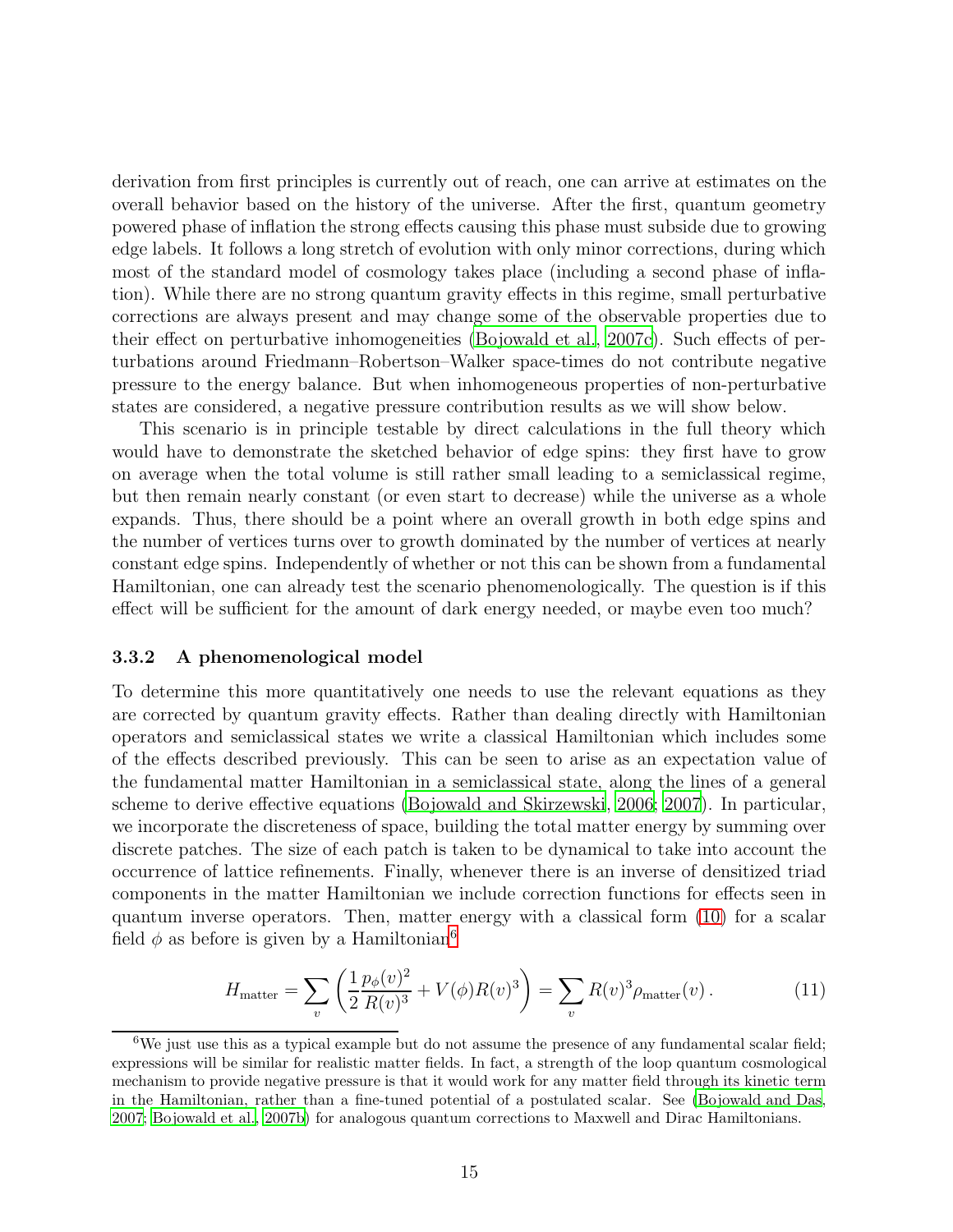derivation from first principles is currently out of reach, one can arrive at estimates on the overall behavior based on the history of the universe. After the first, quantum geometry powered phase of inflation the strong effects causing this phase must subside due to growing edge labels. It follows a long stretch of evolution with only minor corrections, during which most of the standard model of cosmology takes place (including a second phase of inflation). While there are no strong quantum gravity effects in this regime, small perturbative corrections are always present and may change some of the observable properties due to their effect on perturbative inhomogeneities (Bojowald et al., 2007c). Such effects of perturbations around Friedmann–Robertson–Walker space-times do not contribute negative pressure to the energy balance. But when inhomogeneous properties of non-perturbative states are considered, a negative pressure contribution results as we will show below.

This scenario is in principle testable by direct calculations in the full theory which would have to demonstrate the sketched behavior of edge spins: they first have to grow on average when the total volume is still rather small leading to a semiclassical regime, but then remain nearly constant (or even start to decrease) while the universe as a whole expands. Thus, there should be a point where an overall growth in both edge spins and the number of vertices turns over to growth dominated by the number of vertices at nearly constant edge spins. Independently of whether or not this can be shown from a fundamental Hamiltonian, one can already test the scenario phenomenologically. The question is if this effect will be sufficient for the amount of dark energy needed, or maybe even too much?

### 3.3.2 A phenomenological model

To determine this more quantitatively one needs to use the relevant equations as they are corrected by quantum gravity effects. Rather than dealing directly with Hamiltonian operators and semiclassical states we write a classical Hamiltonian which includes some of the effects described previously. This can be seen to arise as an expectation value of the fundamental matter Hamiltonian in a semiclassical state, along the lines of a general scheme to derive effective equations (Bojowald and Skirzewski, 2006; 2007). In particular, we incorporate the discreteness of space, building the total matter energy by summing over discrete patches. The size of each patch is taken to be dynamical to take into account the occurrence of lattice refinements. Finally, whenever there is an inverse of densitized triad components in the matter Hamiltonian we include correction functions for effects seen in quantum inverse operators. Then, matter energy with a classical form (10) for a scalar field $\phi$ as before is given by a Hamiltonian[6]

$$H_{\rm matter} = \sum_v \left( \frac{1}{2} \frac{p_\phi(v)^2}{R(v)^3} + V(\phi) R(v)^3 \right) = \sum_v R(v)^3 \rho_{\rm matter}(v) \,. \tag{11}$$

[6] We just use this as a typical example but do not assume the presence of any fundamental scalar field; expressions will be similar for realistic matter fields. In fact, a strength of the loop quantum cosmological mechanism to provide negative pressure is that it would work for any matter field through its kinetic term in the Hamiltonian, rather than a fine-tuned potential of a postulated scalar. See (Bojowald and Das, 2007; Bojowald et al., 2007b) for analogous quantum corrections to Maxwell and Dirac Hamiltonians.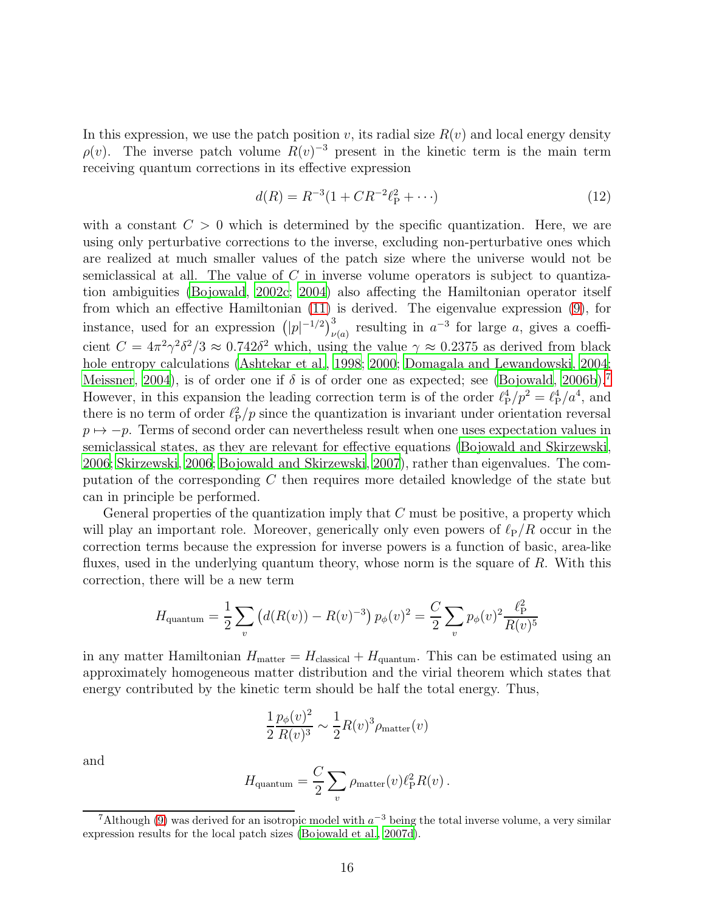In this expression, we use the patch position $v$, its radial size $R(v)$ and local energy density $\rho(v)$. The inverse patch volume $R(v)^{-3}$ present in the kinetic term is the main term receiving quantum corrections in its effective expression

$$d(R) = R^{-3}(1 + CR^{-2}\ell_{\mathrm{P}}^2 + \cdots) \tag{12}$$

with a constant $C > 0$ which is determined by the specific quantization. Here, we are using only perturbative corrections to the inverse, excluding non-perturbative ones which are realized at much smaller values of the patch size where the universe would not be semiclassical at all. The value of $C$ in inverse volume operators is subject to quantization ambiguities (Bojowald, 2002c; 2004) also affecting the Hamiltonian operator itself from which an effective Hamiltonian (11) is derived. The eigenvalue expression (9), for instance, used for an expression $\left(|p|^{-1/2}\right)^3_{\nu(a)}$ resulting in $a^{-3}$ for large $a$, gives a coefficient $C = 4\pi^2\gamma^2\delta^2/3 \approx 0.742\delta^2$ which, using the value $\gamma \approx 0.2375$ as derived from black hole entropy calculations (Ashtekar et al., 1998; 2000; Domagala and Lewandowski, 2004; Meissner, 2004), is of order one if $\delta$ is of order one as expected; see (Bojowald, 2006b).[7] However, in this expansion the leading correction term is of the order $\ell_{\mathrm{P}}^4/p^2 = \ell_{\mathrm{P}}^4/a^4$, and there is no term of order $\ell_{\mathrm{P}}^2/p$ since the quantization is invariant under orientation reversal $p \mapsto -p$. Terms of second order can nevertheless result when one uses expectation values in semiclassical states, as they are relevant for effective equations (Bojowald and Skirzewski, 2006; Skirzewski, 2006; Bojowald and Skirzewski, 2007), rather than eigenvalues. The computation of the corresponding $C$ then requires more detailed knowledge of the state but can in principle be performed.

General properties of the quantization imply that $C$ must be positive, a property which will play an important role. Moreover, generically only even powers of $\ell_{\mathrm{P}}/R$ occur in the correction terms because the expression for inverse powers is a function of basic, area-like fluxes, used in the underlying quantum theory, whose norm is the square of $R$. With this correction, there will be a new term

$$H_{\mathrm{quantum}} = \frac{1}{2}\sum_v \left(d(R(v)) - R(v)^{-3}\right)p_\phi(v)^2 = \frac{C}{2}\sum_v p_\phi(v)^2 \frac{\ell_{\mathrm{P}}^2}{R(v)^5}$$

in any matter Hamiltonian $H_{\mathrm{matter}} = H_{\mathrm{classical}} + H_{\mathrm{quantum}}$. This can be estimated using an approximately homogeneous matter distribution and the virial theorem which states that energy contributed by the kinetic term should be half the total energy. Thus,

$$\frac{1}{2}\frac{p_\phi(v)^2}{R(v)^3} \sim \frac{1}{2}R(v)^3\rho_{\mathrm{matter}}(v)$$

and

$$H_{\mathrm{quantum}} = \frac{C}{2}\sum_v \rho_{\mathrm{matter}}(v)\ell_{\mathrm{P}}^2 R(v)\,.$$

---

[7] Although (9) was derived for an isotropic model with $a^{-3}$ being the total inverse volume, a very similar expression results for the local patch sizes (Bojowald et al., 2007d).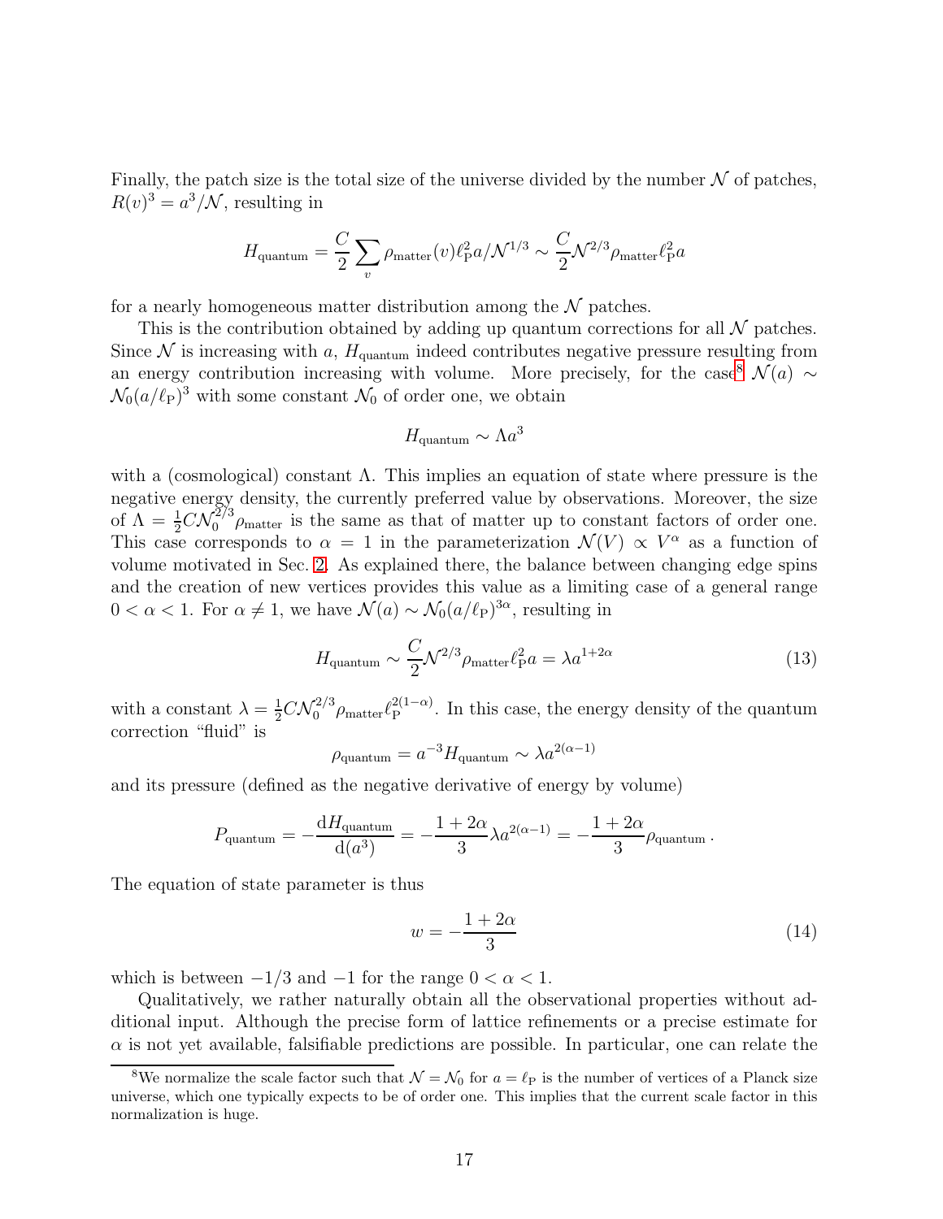Finally, the patch size is the total size of the universe divided by the number $\mathcal{N}$ of patches, $R(v)^3 = a^3/\mathcal{N}$, resulting in

$$H_{\text{quantum}} = \frac{C}{2} \sum_v \rho_{\text{matter}}(v) \ell_{\text{P}}^2 a / \mathcal{N}^{1/3} \sim \frac{C}{2} \mathcal{N}^{2/3} \rho_{\text{matter}} \ell_{\text{P}}^2 a$$

for a nearly homogeneous matter distribution among the $\mathcal{N}$ patches.

This is the contribution obtained by adding up quantum corrections for all $\mathcal{N}$ patches. Since $\mathcal{N}$ is increasing with $a$, $H_{\text{quantum}}$ indeed contributes negative pressure resulting from an energy contribution increasing with volume. More precisely, for the case[8] $\mathcal{N}(a) \sim \mathcal{N}_0 (a/\ell_{\text{P}})^3$ with some constant $\mathcal{N}_0$ of order one, we obtain

$$H_{\text{quantum}} \sim \Lambda a^3$$

with a (cosmological) constant $\Lambda$. This implies an equation of state where pressure is the negative energy density, the currently preferred value by observations. Moreover, the size of $\Lambda = \frac{1}{2} C \mathcal{N}_0^{2/3} \rho_{\text{matter}}$ is the same as that of matter up to constant factors of order one. This case corresponds to $\alpha = 1$ in the parameterization $\mathcal{N}(V) \propto V^\alpha$ as a function of volume motivated in Sec. 2. As explained there, the balance between changing edge spins and the creation of new vertices provides this value as a limiting case of a general range $0 < \alpha < 1$. For $\alpha \neq 1$, we have $\mathcal{N}(a) \sim \mathcal{N}_0 (a/\ell_{\text{P}})^{3\alpha}$, resulting in

$$H_{\text{quantum}} \sim \frac{C}{2} \mathcal{N}^{2/3} \rho_{\text{matter}} \ell_{\text{P}}^2 a = \lambda a^{1+2\alpha} \tag{13}$$

with a constant $\lambda = \frac{1}{2} C \mathcal{N}_0^{2/3} \rho_{\text{matter}} \ell_{\text{P}}^{2(1-\alpha)}$. In this case, the energy density of the quantum correction "fluid" is

$$\rho_{\text{quantum}} = a^{-3} H_{\text{quantum}} \sim \lambda a^{2(\alpha-1)}$$

and its pressure (defined as the negative derivative of energy by volume)

$$P_{\text{quantum}} = -\frac{\mathrm{d}H_{\text{quantum}}}{\mathrm{d}(a^3)} = -\frac{1+2\alpha}{3} \lambda a^{2(\alpha-1)} = -\frac{1+2\alpha}{3} \rho_{\text{quantum}} \,.$$

The equation of state parameter is thus

$$w = -\frac{1+2\alpha}{3} \tag{14}$$

which is between $-1/3$ and $-1$ for the range $0 < \alpha < 1$.

Qualitatively, we rather naturally obtain all the observational properties without additional input. Although the precise form of lattice refinements or a precise estimate for $\alpha$ is not yet available, falsifiable predictions are possible. In particular, one can relate the

[8] We normalize the scale factor such that $\mathcal{N} = \mathcal{N}_0$ for $a = \ell_{\text{P}}$ is the number of vertices of a Planck size universe, which one typically expects to be of order one. This implies that the current scale factor in this normalization is huge.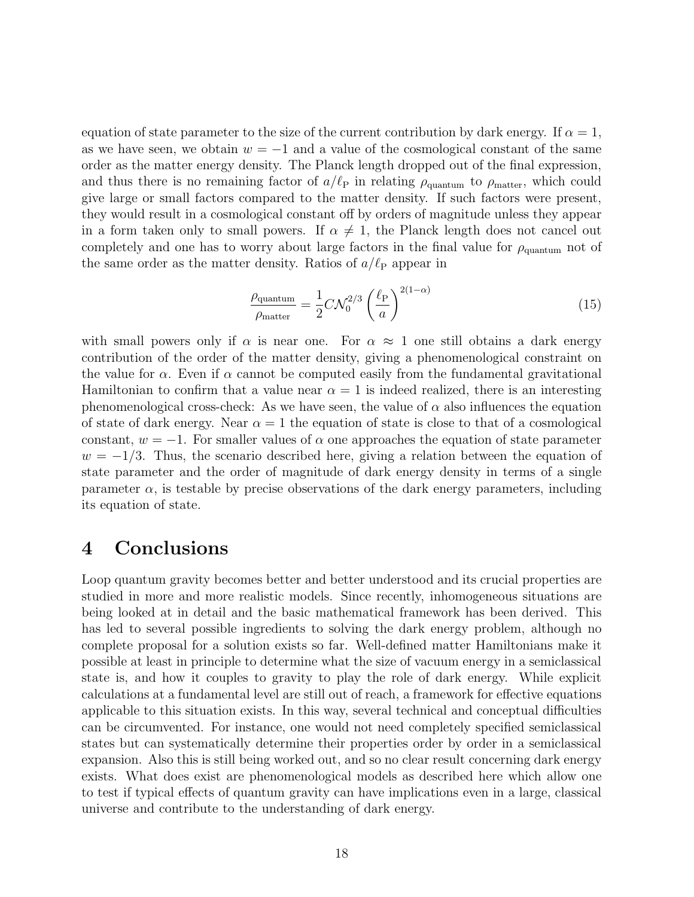equation of state parameter to the size of the current contribution by dark energy. If $\alpha = 1$, as we have seen, we obtain $w = -1$ and a value of the cosmological constant of the same order as the matter energy density. The Planck length dropped out of the final expression, and thus there is no remaining factor of $a/\ell_{\rm P}$ in relating $\rho_{\rm quantum}$ to $\rho_{\rm matter}$, which could give large or small factors compared to the matter density. If such factors were present, they would result in a cosmological constant off by orders of magnitude unless they appear in a form taken only to small powers. If $\alpha \neq 1$, the Planck length does not cancel out completely and one has to worry about large factors in the final value for $\rho_{\rm quantum}$ not of the same order as the matter density. Ratios of $a/\ell_{\rm P}$ appear in

$$\frac{\rho_{\rm quantum}}{\rho_{\rm matter}} = \frac{1}{2} C \mathcal{N}_0^{2/3} \left(\frac{\ell_{\rm P}}{a}\right)^{2(1-\alpha)} \tag{15}$$

with small powers only if $\alpha$ is near one. For $\alpha \approx 1$ one still obtains a dark energy contribution of the order of the matter density, giving a phenomenological constraint on the value for $\alpha$. Even if $\alpha$ cannot be computed easily from the fundamental gravitational Hamiltonian to confirm that a value near $\alpha = 1$ is indeed realized, there is an interesting phenomenological cross-check: As we have seen, the value of $\alpha$ also influences the equation of state of dark energy. Near $\alpha = 1$ the equation of state is close to that of a cosmological constant, $w = -1$. For smaller values of $\alpha$ one approaches the equation of state parameter $w = -1/3$. Thus, the scenario described here, giving a relation between the equation of state parameter and the order of magnitude of dark energy density in terms of a single parameter $\alpha$, is testable by precise observations of the dark energy parameters, including its equation of state.

# 4 Conclusions

Loop quantum gravity becomes better and better understood and its crucial properties are studied in more and more realistic models. Since recently, inhomogeneous situations are being looked at in detail and the basic mathematical framework has been derived. This has led to several possible ingredients to solving the dark energy problem, although no complete proposal for a solution exists so far. Well-defined matter Hamiltonians make it possible at least in principle to determine what the size of vacuum energy in a semiclassical state is, and how it couples to gravity to play the role of dark energy. While explicit calculations at a fundamental level are still out of reach, a framework for effective equations applicable to this situation exists. In this way, several technical and conceptual difficulties can be circumvented. For instance, one would not need completely specified semiclassical states but can systematically determine their properties order by order in a semiclassical expansion. Also this is still being worked out, and so no clear result concerning dark energy exists. What does exist are phenomenological models as described here which allow one to test if typical effects of quantum gravity can have implications even in a large, classical universe and contribute to the understanding of dark energy.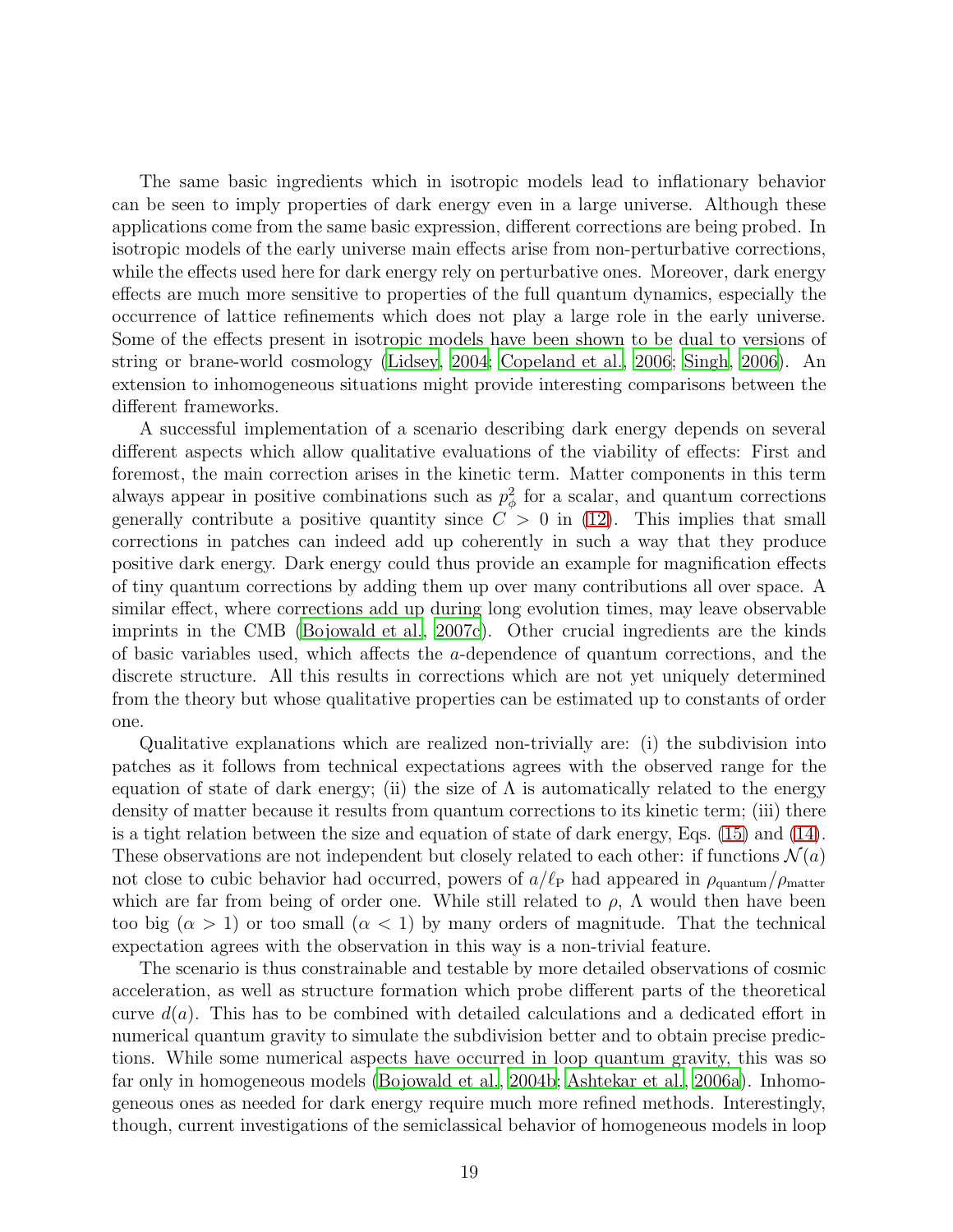The same basic ingredients which in isotropic models lead to inflationary behavior can be seen to imply properties of dark energy even in a large universe. Although these applications come from the same basic expression, different corrections are being probed. In isotropic models of the early universe main effects arise from non-perturbative corrections, while the effects used here for dark energy rely on perturbative ones. Moreover, dark energy effects are much more sensitive to properties of the full quantum dynamics, especially the occurrence of lattice refinements which does not play a large role in the early universe. Some of the effects present in isotropic models have been shown to be dual to versions of string or brane-world cosmology (Lidsey, 2004; Copeland et al., 2006; Singh, 2006). An extension to inhomogeneous situations might provide interesting comparisons between the different frameworks.

A successful implementation of a scenario describing dark energy depends on several different aspects which allow qualitative evaluations of the viability of effects: First and foremost, the main correction arises in the kinetic term. Matter components in this term always appear in positive combinations such as $p_\phi^2$ for a scalar, and quantum corrections generally contribute a positive quantity since $C > 0$ in (12). This implies that small corrections in patches can indeed add up coherently in such a way that they produce positive dark energy. Dark energy could thus provide an example for magnification effects of tiny quantum corrections by adding them up over many contributions all over space. A similar effect, where corrections add up during long evolution times, may leave observable imprints in the CMB (Bojowald et al., 2007c). Other crucial ingredients are the kinds of basic variables used, which affects the $a$-dependence of quantum corrections, and the discrete structure. All this results in corrections which are not yet uniquely determined from the theory but whose qualitative properties can be estimated up to constants of order one.

Qualitative explanations which are realized non-trivially are: (i) the subdivision into patches as it follows from technical expectations agrees with the observed range for the equation of state of dark energy; (ii) the size of $\Lambda$ is automatically related to the energy density of matter because it results from quantum corrections to its kinetic term; (iii) there is a tight relation between the size and equation of state of dark energy, Eqs. (15) and (14). These observations are not independent but closely related to each other: if functions $\mathcal{N}(a)$ not close to cubic behavior had occurred, powers of $a/\ell_{\rm P}$ had appeared in $\rho_{\rm quantum}/\rho_{\rm matter}$ which are far from being of order one. While still related to $\rho$, $\Lambda$ would then have been too big ($\alpha > 1$) or too small ($\alpha < 1$) by many orders of magnitude. That the technical expectation agrees with the observation in this way is a non-trivial feature.

The scenario is thus constrainable and testable by more detailed observations of cosmic acceleration, as well as structure formation which probe different parts of the theoretical curve $d(a)$. This has to be combined with detailed calculations and a dedicated effort in numerical quantum gravity to simulate the subdivision better and to obtain precise predictions. While some numerical aspects have occurred in loop quantum gravity, this was so far only in homogeneous models (Bojowald et al., 2004b; Ashtekar et al., 2006a). Inhomogeneous ones as needed for dark energy require much more refined methods. Interestingly, though, current investigations of the semiclassical behavior of homogeneous models in loop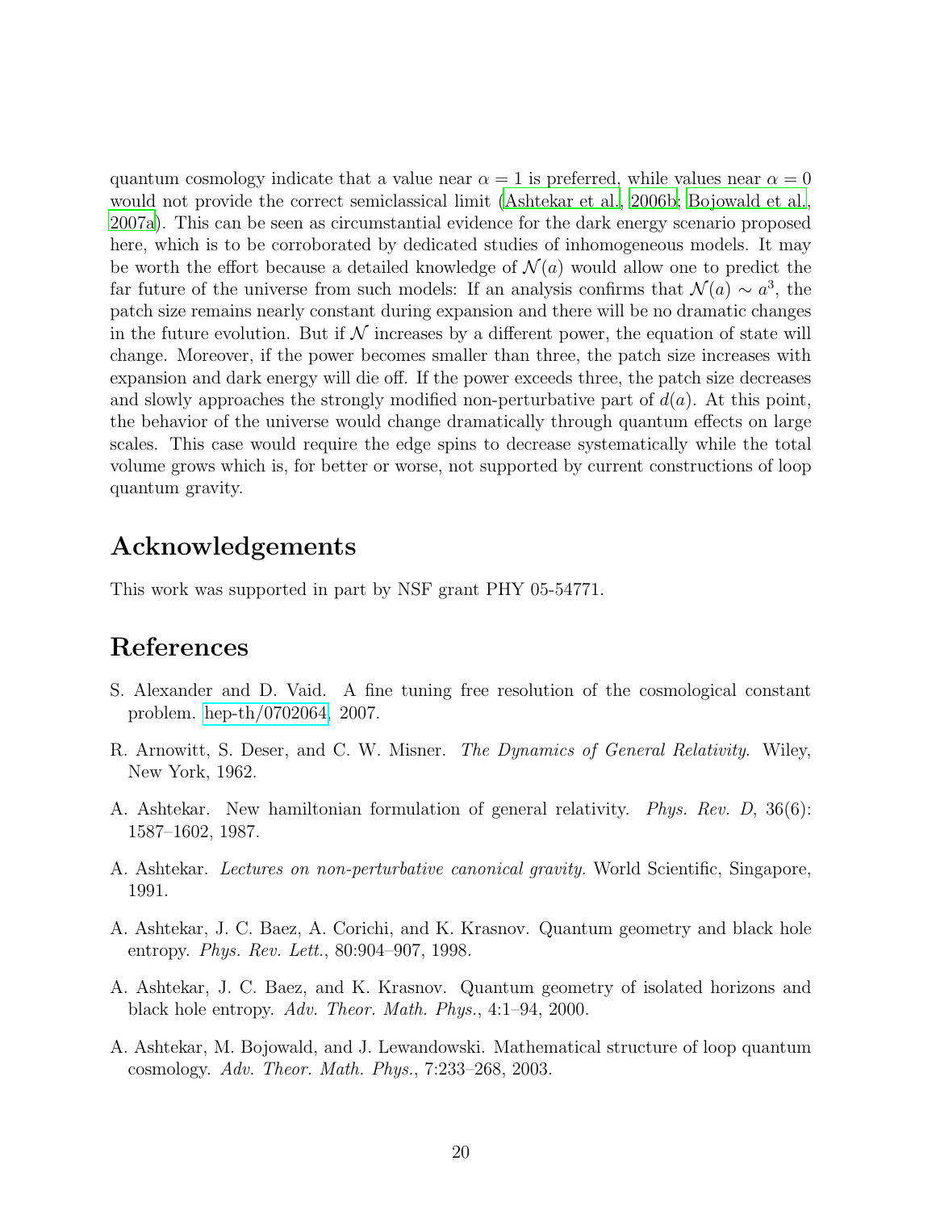quantum cosmology indicate that a value near $\alpha = 1$ is preferred, while values near $\alpha = 0$ would not provide the correct semiclassical limit (Ashtekar et al., 2006b; Bojowald et al., 2007a). This can be seen as circumstantial evidence for the dark energy scenario proposed here, which is to be corroborated by dedicated studies of inhomogeneous models. It may be worth the effort because a detailed knowledge of $\mathcal{N}(a)$ would allow one to predict the far future of the universe from such models: If an analysis confirms that $\mathcal{N}(a) \sim a^3$, the patch size remains nearly constant during expansion and there will be no dramatic changes in the future evolution. But if $\mathcal{N}$ increases by a different power, the equation of state will change. Moreover, if the power becomes smaller than three, the patch size increases with expansion and dark energy will die off. If the power exceeds three, the patch size decreases and slowly approaches the strongly modified non-perturbative part of $d(a)$. At this point, the behavior of the universe would change dramatically through quantum effects on large scales. This case would require the edge spins to decrease systematically while the total volume grows which is, for better or worse, not supported by current constructions of loop quantum gravity.

## Acknowledgements

This work was supported in part by NSF grant PHY 05-54771.

## References

S. Alexander and D. Vaid. A fine tuning free resolution of the cosmological constant problem. hep-th/0702064, 2007.

R. Arnowitt, S. Deser, and C. W. Misner. *The Dynamics of General Relativity*. Wiley, New York, 1962.

A. Ashtekar. New hamiltonian formulation of general relativity. *Phys. Rev. D*, 36(6): 1587–1602, 1987.

A. Ashtekar. *Lectures on non-perturbative canonical gravity.* World Scientific, Singapore, 1991.

A. Ashtekar, J. C. Baez, A. Corichi, and K. Krasnov. Quantum geometry and black hole entropy. *Phys. Rev. Lett.*, 80:904–907, 1998.

A. Ashtekar, J. C. Baez, and K. Krasnov. Quantum geometry of isolated horizons and black hole entropy. *Adv. Theor. Math. Phys.*, 4:1–94, 2000.

A. Ashtekar, M. Bojowald, and J. Lewandowski. Mathematical structure of loop quantum cosmology. *Adv. Theor. Math. Phys.*, 7:233–268, 2003.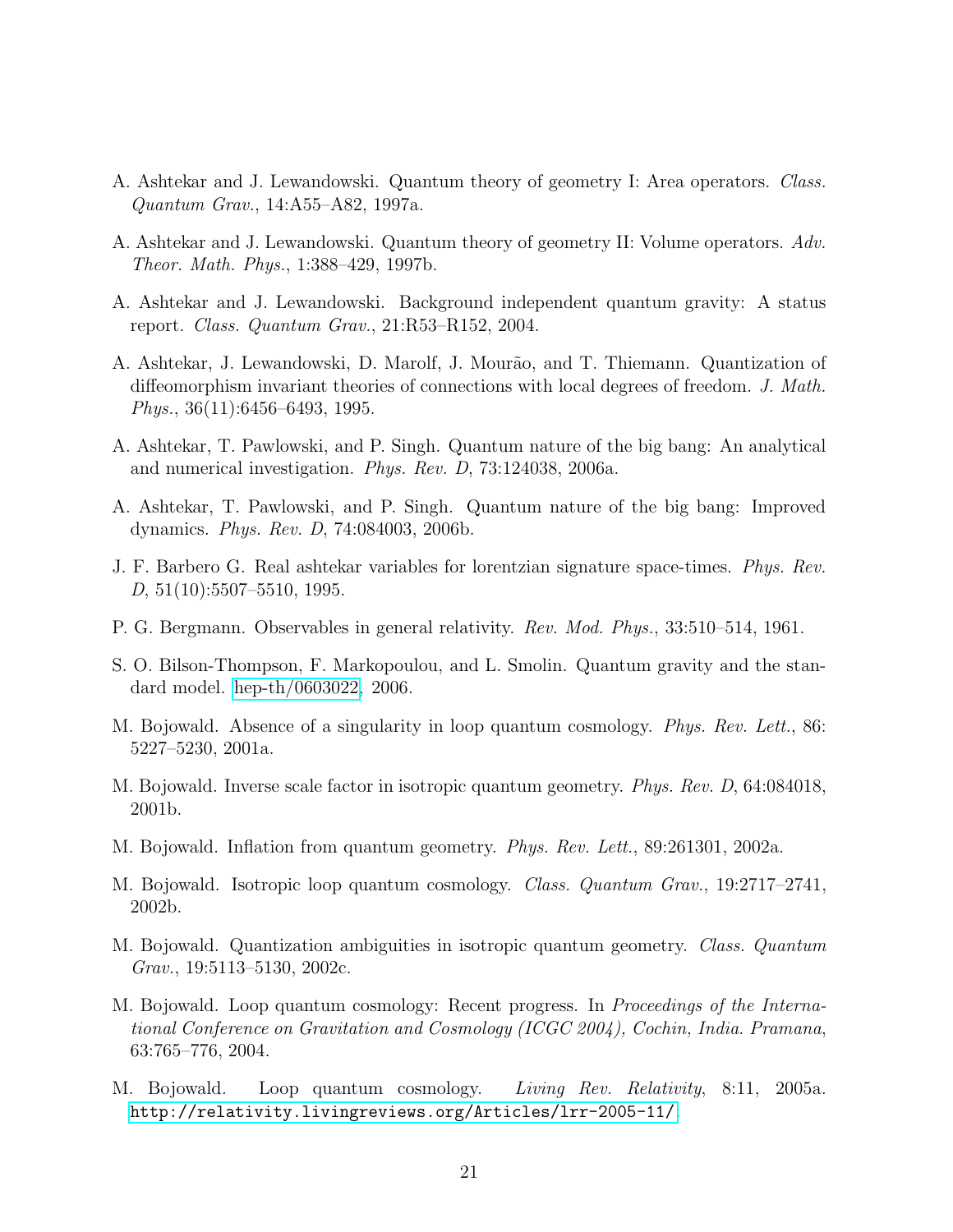A. Ashtekar and J. Lewandowski. Quantum theory of geometry I: Area operators. *Class. Quantum Grav.*, 14:A55–A82, 1997a.

A. Ashtekar and J. Lewandowski. Quantum theory of geometry II: Volume operators. *Adv. Theor. Math. Phys.*, 1:388–429, 1997b.

A. Ashtekar and J. Lewandowski. Background independent quantum gravity: A status report. *Class. Quantum Grav.*, 21:R53–R152, 2004.

A. Ashtekar, J. Lewandowski, D. Marolf, J. Mourão, and T. Thiemann. Quantization of diffeomorphism invariant theories of connections with local degrees of freedom. *J. Math. Phys.*, 36(11):6456–6493, 1995.

A. Ashtekar, T. Pawlowski, and P. Singh. Quantum nature of the big bang: An analytical and numerical investigation. *Phys. Rev. D*, 73:124038, 2006a.

A. Ashtekar, T. Pawlowski, and P. Singh. Quantum nature of the big bang: Improved dynamics. *Phys. Rev. D*, 74:084003, 2006b.

J. F. Barbero G. Real ashtekar variables for lorentzian signature space-times. *Phys. Rev. D*, 51(10):5507–5510, 1995.

P. G. Bergmann. Observables in general relativity. *Rev. Mod. Phys.*, 33:510–514, 1961.

S. O. Bilson-Thompson, F. Markopoulou, and L. Smolin. Quantum gravity and the standard model. hep-th/0603022, 2006.

M. Bojowald. Absence of a singularity in loop quantum cosmology. *Phys. Rev. Lett.*, 86: 5227–5230, 2001a.

M. Bojowald. Inverse scale factor in isotropic quantum geometry. *Phys. Rev. D*, 64:084018, 2001b.

M. Bojowald. Inflation from quantum geometry. *Phys. Rev. Lett.*, 89:261301, 2002a.

M. Bojowald. Isotropic loop quantum cosmology. *Class. Quantum Grav.*, 19:2717–2741, 2002b.

M. Bojowald. Quantization ambiguities in isotropic quantum geometry. *Class. Quantum Grav.*, 19:5113–5130, 2002c.

M. Bojowald. Loop quantum cosmology: Recent progress. In *Proceedings of the International Conference on Gravitation and Cosmology (ICGC 2004), Cochin, India. Pramana*, 63:765–776, 2004.

M. Bojowald. Loop quantum cosmology. *Living Rev. Relativity*, 8:11, 2005a. http://relativity.livingreviews.org/Articles/lrr-2005-11/.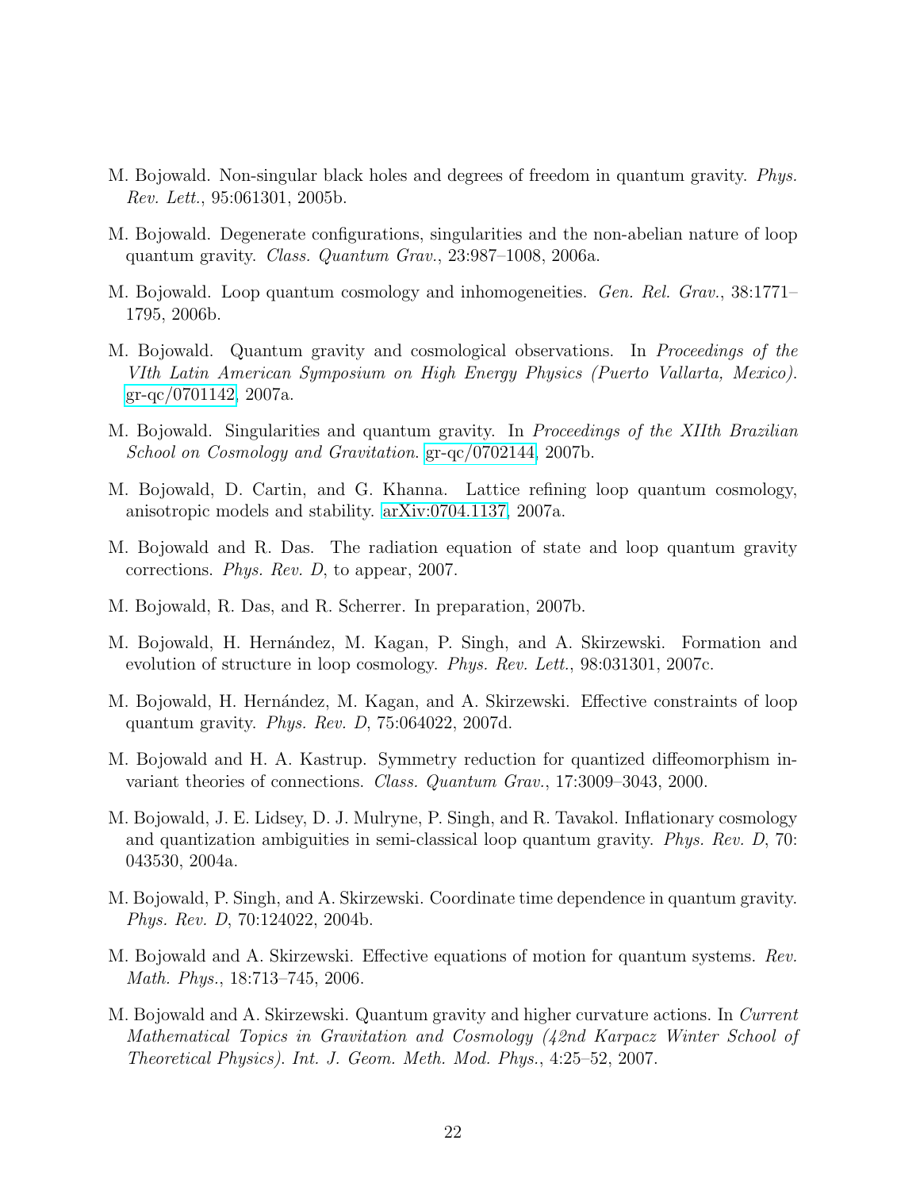M. Bojowald. Non-singular black holes and degrees of freedom in quantum gravity. *Phys. Rev. Lett.*, 95:061301, 2005b.

M. Bojowald. Degenerate configurations, singularities and the non-abelian nature of loop quantum gravity. *Class. Quantum Grav.*, 23:987–1008, 2006a.

M. Bojowald. Loop quantum cosmology and inhomogeneities. *Gen. Rel. Grav.*, 38:1771–1795, 2006b.

M. Bojowald. Quantum gravity and cosmological observations. In *Proceedings of the VIth Latin American Symposium on High Energy Physics (Puerto Vallarta, Mexico)*. gr-qc/0701142, 2007a.

M. Bojowald. Singularities and quantum gravity. In *Proceedings of the XIIth Brazilian School on Cosmology and Gravitation*. gr-qc/0702144, 2007b.

M. Bojowald, D. Cartin, and G. Khanna. Lattice refining loop quantum cosmology, anisotropic models and stability. arXiv:0704.1137, 2007a.

M. Bojowald and R. Das. The radiation equation of state and loop quantum gravity corrections. *Phys. Rev. D*, to appear, 2007.

M. Bojowald, R. Das, and R. Scherrer. In preparation, 2007b.

M. Bojowald, H. Hernández, M. Kagan, P. Singh, and A. Skirzewski. Formation and evolution of structure in loop cosmology. *Phys. Rev. Lett.*, 98:031301, 2007c.

M. Bojowald, H. Hernández, M. Kagan, and A. Skirzewski. Effective constraints of loop quantum gravity. *Phys. Rev. D*, 75:064022, 2007d.

M. Bojowald and H. A. Kastrup. Symmetry reduction for quantized diffeomorphism invariant theories of connections. *Class. Quantum Grav.*, 17:3009–3043, 2000.

M. Bojowald, J. E. Lidsey, D. J. Mulryne, P. Singh, and R. Tavakol. Inflationary cosmology and quantization ambiguities in semi-classical loop quantum gravity. *Phys. Rev. D*, 70: 043530, 2004a.

M. Bojowald, P. Singh, and A. Skirzewski. Coordinate time dependence in quantum gravity. *Phys. Rev. D*, 70:124022, 2004b.

M. Bojowald and A. Skirzewski. Effective equations of motion for quantum systems. *Rev. Math. Phys.*, 18:713–745, 2006.

M. Bojowald and A. Skirzewski. Quantum gravity and higher curvature actions. In *Current Mathematical Topics in Gravitation and Cosmology (42nd Karpacz Winter School of Theoretical Physics). Int. J. Geom. Meth. Mod. Phys.*, 4:25–52, 2007.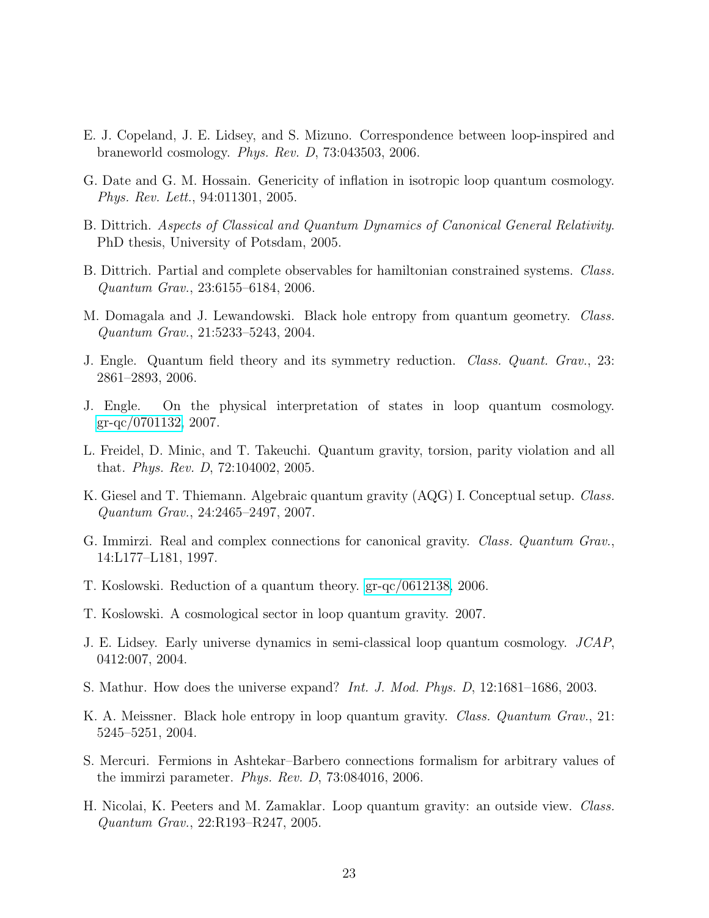E. J. Copeland, J. E. Lidsey, and S. Mizuno. Correspondence between loop-inspired and braneworld cosmology. *Phys. Rev. D*, 73:043503, 2006.

G. Date and G. M. Hossain. Genericity of inflation in isotropic loop quantum cosmology. *Phys. Rev. Lett.*, 94:011301, 2005.

B. Dittrich. *Aspects of Classical and Quantum Dynamics of Canonical General Relativity.* PhD thesis, University of Potsdam, 2005.

B. Dittrich. Partial and complete observables for hamiltonian constrained systems. *Class. Quantum Grav.*, 23:6155–6184, 2006.

M. Domagala and J. Lewandowski. Black hole entropy from quantum geometry. *Class. Quantum Grav.*, 21:5233–5243, 2004.

J. Engle. Quantum field theory and its symmetry reduction. *Class. Quant. Grav.*, 23: 2861–2893, 2006.

J. Engle. On the physical interpretation of states in loop quantum cosmology. gr-qc/0701132, 2007.

L. Freidel, D. Minic, and T. Takeuchi. Quantum gravity, torsion, parity violation and all that. *Phys. Rev. D*, 72:104002, 2005.

K. Giesel and T. Thiemann. Algebraic quantum gravity (AQG) I. Conceptual setup. *Class. Quantum Grav.*, 24:2465–2497, 2007.

G. Immirzi. Real and complex connections for canonical gravity. *Class. Quantum Grav.*, 14:L177–L181, 1997.

T. Koslowski. Reduction of a quantum theory. gr-qc/0612138, 2006.

T. Koslowski. A cosmological sector in loop quantum gravity. 2007.

J. E. Lidsey. Early universe dynamics in semi-classical loop quantum cosmology. *JCAP*, 0412:007, 2004.

S. Mathur. How does the universe expand? *Int. J. Mod. Phys. D*, 12:1681–1686, 2003.

K. A. Meissner. Black hole entropy in loop quantum gravity. *Class. Quantum Grav.*, 21: 5245–5251, 2004.

S. Mercuri. Fermions in Ashtekar–Barbero connections formalism for arbitrary values of the immirzi parameter. *Phys. Rev. D*, 73:084016, 2006.

H. Nicolai, K. Peeters and M. Zamaklar. Loop quantum gravity: an outside view. *Class. Quantum Grav.*, 22:R193–R247, 2005.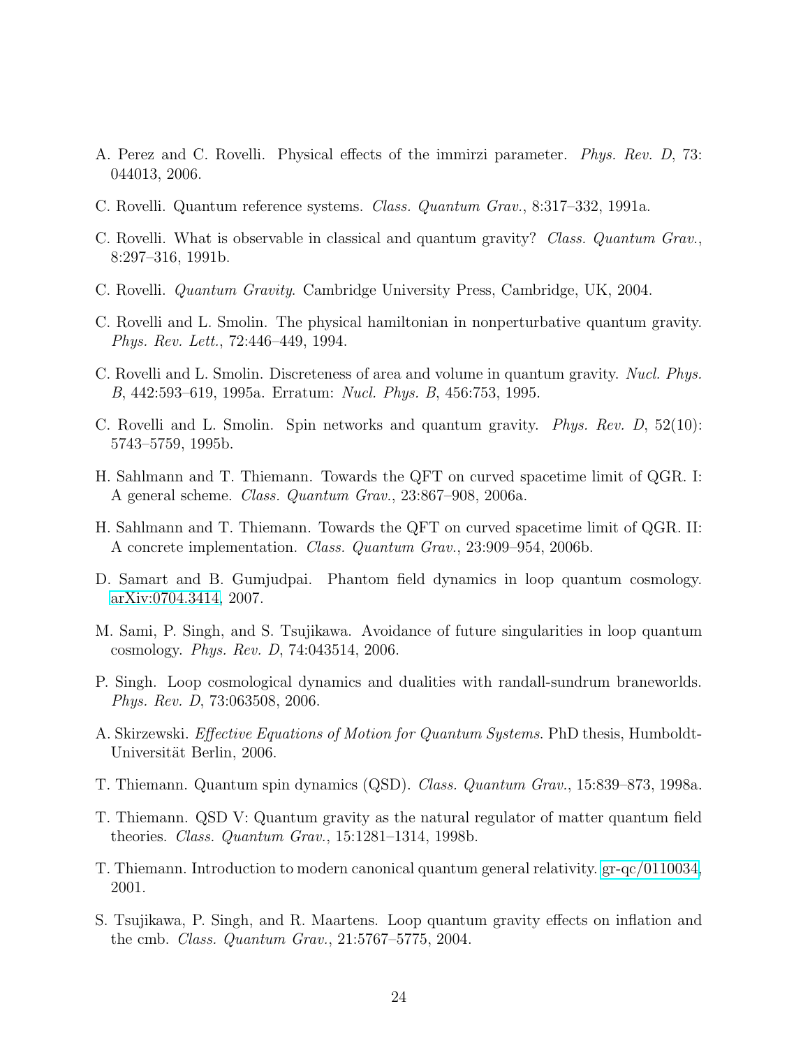A. Perez and C. Rovelli. Physical effects of the immirzi parameter. *Phys. Rev. D*, 73: 044013, 2006.

C. Rovelli. Quantum reference systems. *Class. Quantum Grav.*, 8:317–332, 1991a.

C. Rovelli. What is observable in classical and quantum gravity? *Class. Quantum Grav.*, 8:297–316, 1991b.

C. Rovelli. *Quantum Gravity*. Cambridge University Press, Cambridge, UK, 2004.

C. Rovelli and L. Smolin. The physical hamiltonian in nonperturbative quantum gravity. *Phys. Rev. Lett.*, 72:446–449, 1994.

C. Rovelli and L. Smolin. Discreteness of area and volume in quantum gravity. *Nucl. Phys. B*, 442:593–619, 1995a. Erratum: *Nucl. Phys. B*, 456:753, 1995.

C. Rovelli and L. Smolin. Spin networks and quantum gravity. *Phys. Rev. D*, 52(10): 5743–5759, 1995b.

H. Sahlmann and T. Thiemann. Towards the QFT on curved spacetime limit of QGR. I: A general scheme. *Class. Quantum Grav.*, 23:867–908, 2006a.

H. Sahlmann and T. Thiemann. Towards the QFT on curved spacetime limit of QGR. II: A concrete implementation. *Class. Quantum Grav.*, 23:909–954, 2006b.

D. Samart and B. Gumjudpai. Phantom field dynamics in loop quantum cosmology. arXiv:0704.3414, 2007.

M. Sami, P. Singh, and S. Tsujikawa. Avoidance of future singularities in loop quantum cosmology. *Phys. Rev. D*, 74:043514, 2006.

P. Singh. Loop cosmological dynamics and dualities with randall-sundrum braneworlds. *Phys. Rev. D*, 73:063508, 2006.

A. Skirzewski. *Effective Equations of Motion for Quantum Systems*. PhD thesis, Humboldt-Universität Berlin, 2006.

T. Thiemann. Quantum spin dynamics (QSD). *Class. Quantum Grav.*, 15:839–873, 1998a.

T. Thiemann. QSD V: Quantum gravity as the natural regulator of matter quantum field theories. *Class. Quantum Grav.*, 15:1281–1314, 1998b.

T. Thiemann. Introduction to modern canonical quantum general relativity. gr-qc/0110034, 2001.

S. Tsujikawa, P. Singh, and R. Maartens. Loop quantum gravity effects on inflation and the cmb. *Class. Quantum Grav.*, 21:5767–5775, 2004.